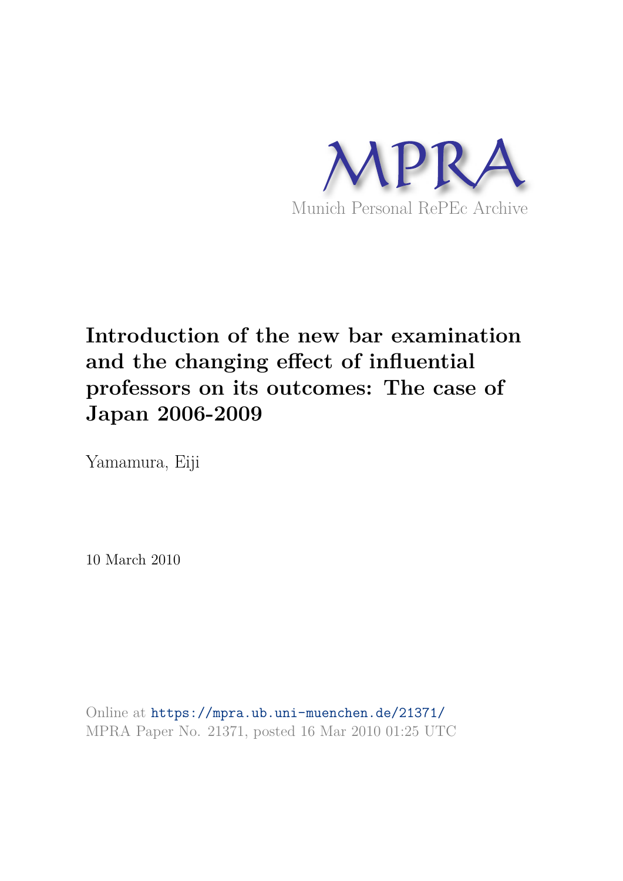MPRA

Munich Personal RePEc Archive

# Introduction of the new bar examination and the changing effect of influential professors on its outcomes: The case of Japan 2006-2009

Yamamura, Eiji

10 March 2010

Online at https://mpra.ub.uni-muenchen.de/21371/
MPRA Paper No. 21371, posted 16 Mar 2010 01:25 UTC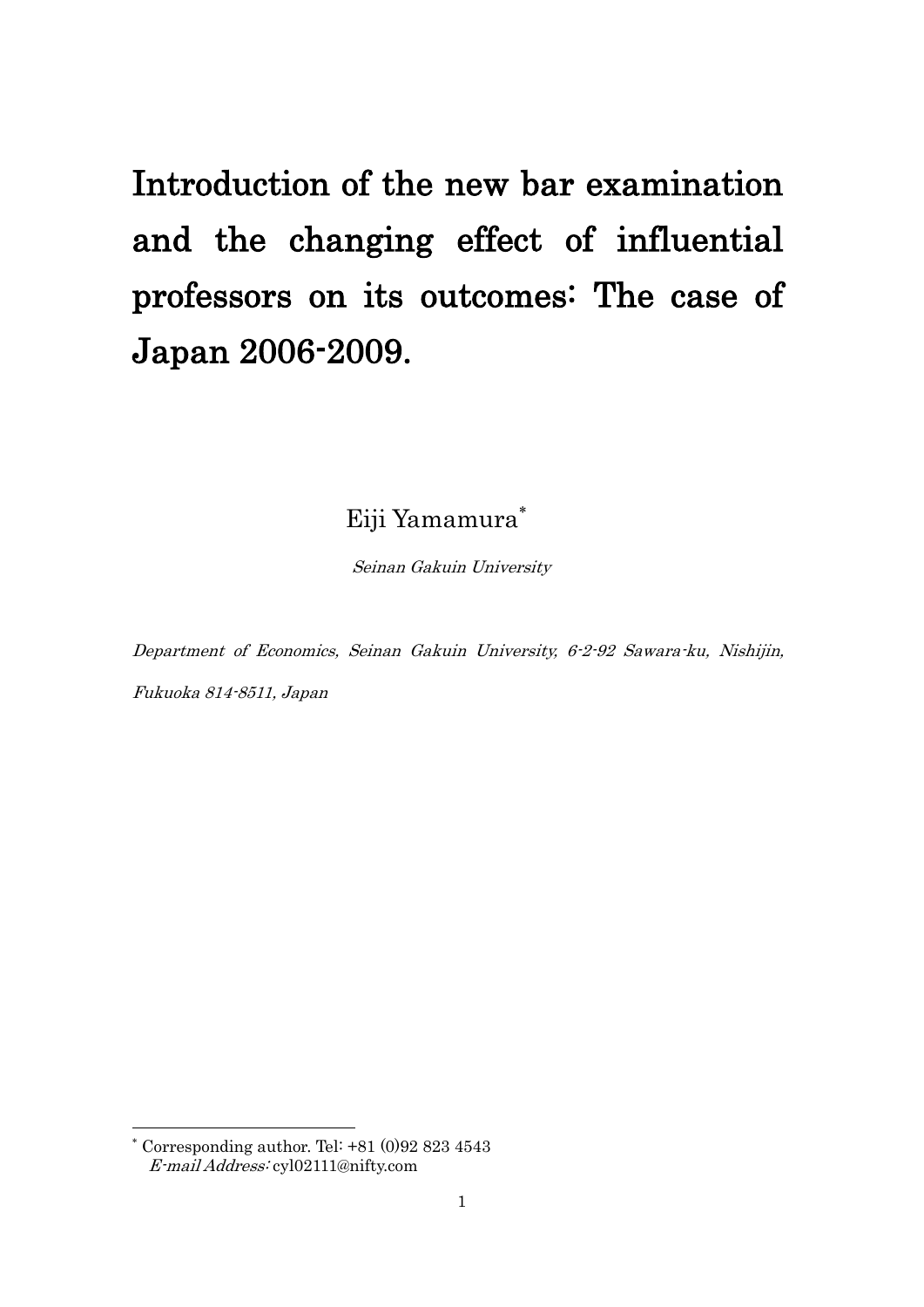# Introduction of the new bar examination and the changing effect of influential professors on its outcomes: The case of Japan 2006-2009.

Eiji Yamamura*

*Seinan Gakuin University*

*Department of Economics, Seinan Gakuin University, 6-2-92 Sawara-ku, Nishijin, Fukuoka 814-8511, Japan*

---

* Corresponding author. Tel: +81 (0)92 823 4543
*E-mail Address:* cyl02111@nifty.com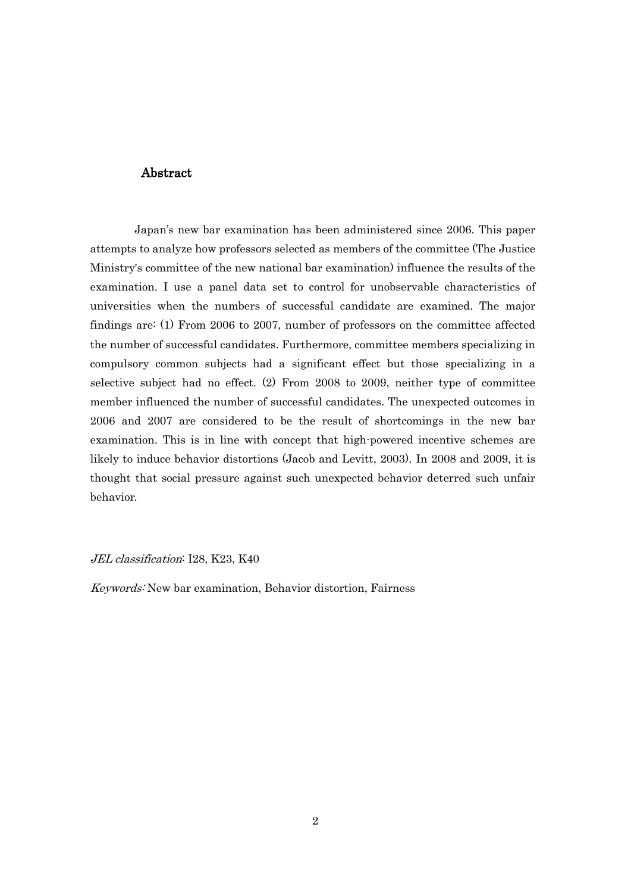## Abstract

Japan's new bar examination has been administered since 2006. This paper attempts to analyze how professors selected as members of the committee (The Justice Ministry's committee of the new national bar examination) influence the results of the examination. I use a panel data set to control for unobservable characteristics of universities when the numbers of successful candidate are examined. The major findings are: (1) From 2006 to 2007, number of professors on the committee affected the number of successful candidates. Furthermore, committee members specializing in compulsory common subjects had a significant effect but those specializing in a selective subject had no effect. (2) From 2008 to 2009, neither type of committee member influenced the number of successful candidates. The unexpected outcomes in 2006 and 2007 are considered to be the result of shortcomings in the new bar examination. This is in line with concept that high-powered incentive schemes are likely to induce behavior distortions (Jacob and Levitt, 2003). In 2008 and 2009, it is thought that social pressure against such unexpected behavior deterred such unfair behavior.

*JEL classification*: I28, K23, K40

*Keywords:* New bar examination, Behavior distortion, Fairness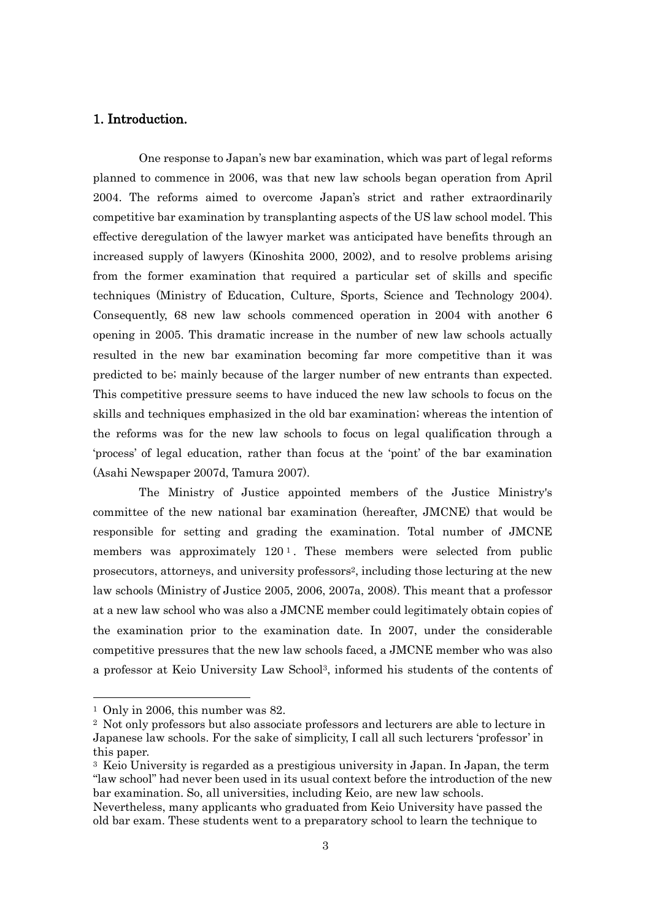## 1. Introduction.

One response to Japan's new bar examination, which was part of legal reforms planned to commence in 2006, was that new law schools began operation from April 2004. The reforms aimed to overcome Japan's strict and rather extraordinarily competitive bar examination by transplanting aspects of the US law school model. This effective deregulation of the lawyer market was anticipated have benefits through an increased supply of lawyers (Kinoshita 2000, 2002), and to resolve problems arising from the former examination that required a particular set of skills and specific techniques (Ministry of Education, Culture, Sports, Science and Technology 2004). Consequently, 68 new law schools commenced operation in 2004 with another 6 opening in 2005. This dramatic increase in the number of new law schools actually resulted in the new bar examination becoming far more competitive than it was predicted to be; mainly because of the larger number of new entrants than expected. This competitive pressure seems to have induced the new law schools to focus on the skills and techniques emphasized in the old bar examination; whereas the intention of the reforms was for the new law schools to focus on legal qualification through a 'process' of legal education, rather than focus at the 'point' of the bar examination (Asahi Newspaper 2007d, Tamura 2007).

The Ministry of Justice appointed members of the Justice Ministry's committee of the new national bar examination (hereafter, JMCNE) that would be responsible for setting and grading the examination. Total number of JMCNE members was approximately 120[1]. These members were selected from public prosecutors, attorneys, and university professors[2], including those lecturing at the new law schools (Ministry of Justice 2005, 2006, 2007a, 2008). This meant that a professor at a new law school who was also a JMCNE member could legitimately obtain copies of the examination prior to the examination date. In 2007, under the considerable competitive pressures that the new law schools faced, a JMCNE member who was also a professor at Keio University Law School[3], informed his students of the contents of

[1] Only in 2006, this number was 82.

[2] Not only professors but also associate professors and lecturers are able to lecture in Japanese law schools. For the sake of simplicity, I call all such lecturers 'professor' in this paper.

[3] Keio University is regarded as a prestigious university in Japan. In Japan, the term "law school" had never been used in its usual context before the introduction of the new bar examination. So, all universities, including Keio, are new law schools. Nevertheless, many applicants who graduated from Keio University have passed the old bar exam. These students went to a preparatory school to learn the technique to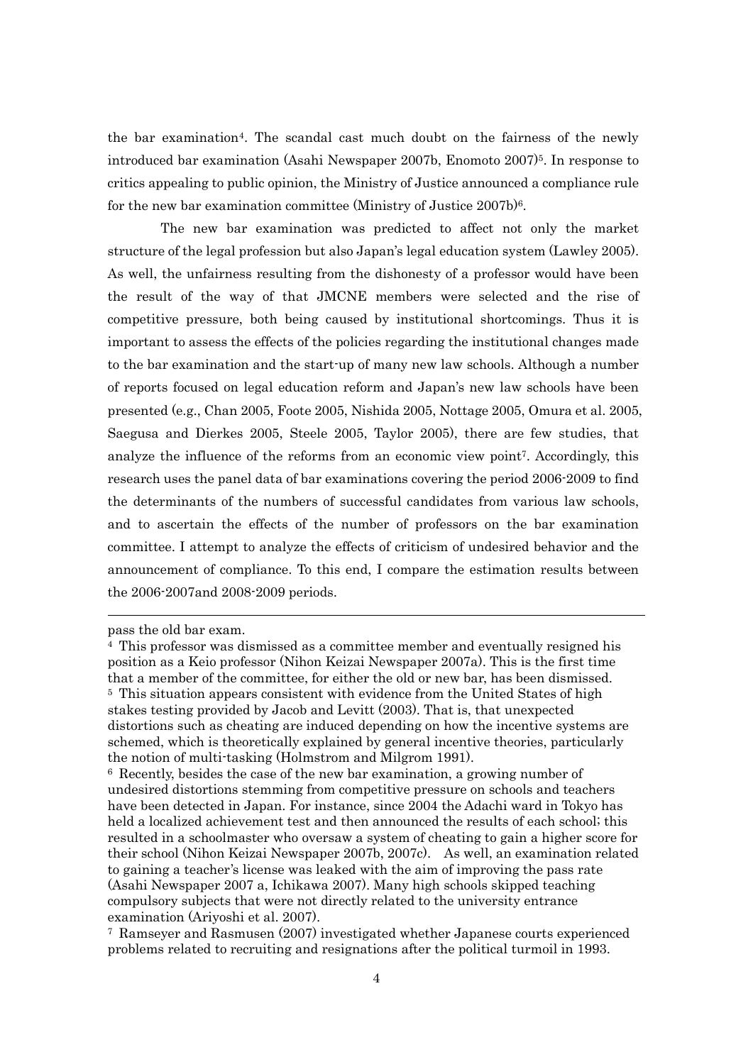the bar examination[4]. The scandal cast much doubt on the fairness of the newly introduced bar examination (Asahi Newspaper 2007b, Enomoto 2007)[5]. In response to critics appealing to public opinion, the Ministry of Justice announced a compliance rule for the new bar examination committee (Ministry of Justice 2007b)[6].

The new bar examination was predicted to affect not only the market structure of the legal profession but also Japan's legal education system (Lawley 2005). As well, the unfairness resulting from the dishonesty of a professor would have been the result of the way of that JMCNE members were selected and the rise of competitive pressure, both being caused by institutional shortcomings. Thus it is important to assess the effects of the policies regarding the institutional changes made to the bar examination and the start-up of many new law schools. Although a number of reports focused on legal education reform and Japan's new law schools have been presented (e.g., Chan 2005, Foote 2005, Nishida 2005, Nottage 2005, Omura et al. 2005, Saegusa and Dierkes 2005, Steele 2005, Taylor 2005), there are few studies, that analyze the influence of the reforms from an economic view point[7]. Accordingly, this research uses the panel data of bar examinations covering the period 2006-2009 to find the determinants of the numbers of successful candidates from various law schools, and to ascertain the effects of the number of professors on the bar examination committee. I attempt to analyze the effects of criticism of undesired behavior and the announcement of compliance. To this end, I compare the estimation results between the 2006-2007and 2008-2009 periods.

---

pass the old bar exam.

[4] This professor was dismissed as a committee member and eventually resigned his position as a Keio professor (Nihon Keizai Newspaper 2007a). This is the first time that a member of the committee, for either the old or new bar, has been dismissed.

[5] This situation appears consistent with evidence from the United States of high stakes testing provided by Jacob and Levitt (2003). That is, that unexpected distortions such as cheating are induced depending on how the incentive systems are schemed, which is theoretically explained by general incentive theories, particularly the notion of multi-tasking (Holmstrom and Milgrom 1991).

[6] Recently, besides the case of the new bar examination, a growing number of undesired distortions stemming from competitive pressure on schools and teachers have been detected in Japan. For instance, since 2004 the Adachi ward in Tokyo has held a localized achievement test and then announced the results of each school; this resulted in a schoolmaster who oversaw a system of cheating to gain a higher score for their school (Nihon Keizai Newspaper 2007b, 2007c). As well, an examination related to gaining a teacher's license was leaked with the aim of improving the pass rate (Asahi Newspaper 2007 a, Ichikawa 2007). Many high schools skipped teaching compulsory subjects that were not directly related to the university entrance examination (Ariyoshi et al. 2007).

[7] Ramseyer and Rasmusen (2007) investigated whether Japanese courts experienced problems related to recruiting and resignations after the political turmoil in 1993.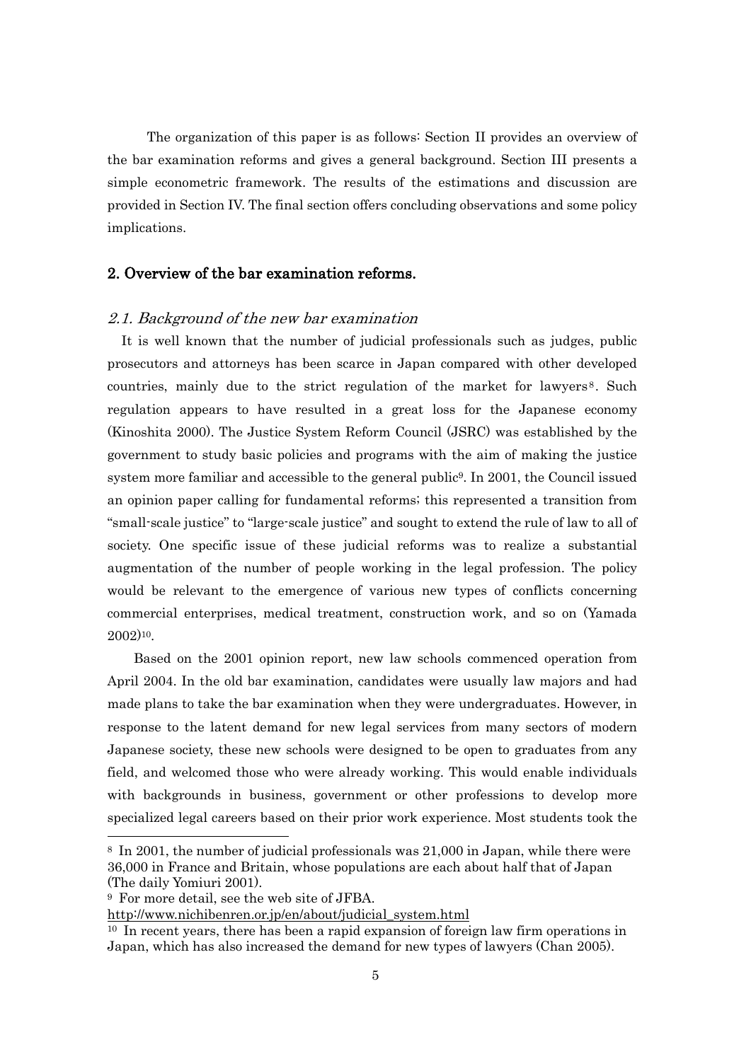The organization of this paper is as follows: Section II provides an overview of the bar examination reforms and gives a general background. Section III presents a simple econometric framework. The results of the estimations and discussion are provided in Section IV. The final section offers concluding observations and some policy implications.

## 2. Overview of the bar examination reforms.

### *2.1. Background of the new bar examination*

It is well known that the number of judicial professionals such as judges, public prosecutors and attorneys has been scarce in Japan compared with other developed countries, mainly due to the strict regulation of the market for lawyers[8]. Such regulation appears to have resulted in a great loss for the Japanese economy (Kinoshita 2000). The Justice System Reform Council (JSRC) was established by the government to study basic policies and programs with the aim of making the justice system more familiar and accessible to the general public[9]. In 2001, the Council issued an opinion paper calling for fundamental reforms; this represented a transition from "small-scale justice" to "large-scale justice" and sought to extend the rule of law to all of society. One specific issue of these judicial reforms was to realize a substantial augmentation of the number of people working in the legal profession. The policy would be relevant to the emergence of various new types of conflicts concerning commercial enterprises, medical treatment, construction work, and so on (Yamada 2002)[10].

Based on the 2001 opinion report, new law schools commenced operation from April 2004. In the old bar examination, candidates were usually law majors and had made plans to take the bar examination when they were undergraduates. However, in response to the latent demand for new legal services from many sectors of modern Japanese society, these new schools were designed to be open to graduates from any field, and welcomed those who were already working. This would enable individuals with backgrounds in business, government or other professions to develop more specialized legal careers based on their prior work experience. Most students took the

---

[8] In 2001, the number of judicial professionals was 21,000 in Japan, while there were 36,000 in France and Britain, whose populations are each about half that of Japan (The daily Yomiuri 2001).

[9] For more detail, see the web site of JFBA. http://www.nichibenren.or.jp/en/about/judicial_system.html

[10] In recent years, there has been a rapid expansion of foreign law firm operations in Japan, which has also increased the demand for new types of lawyers (Chan 2005).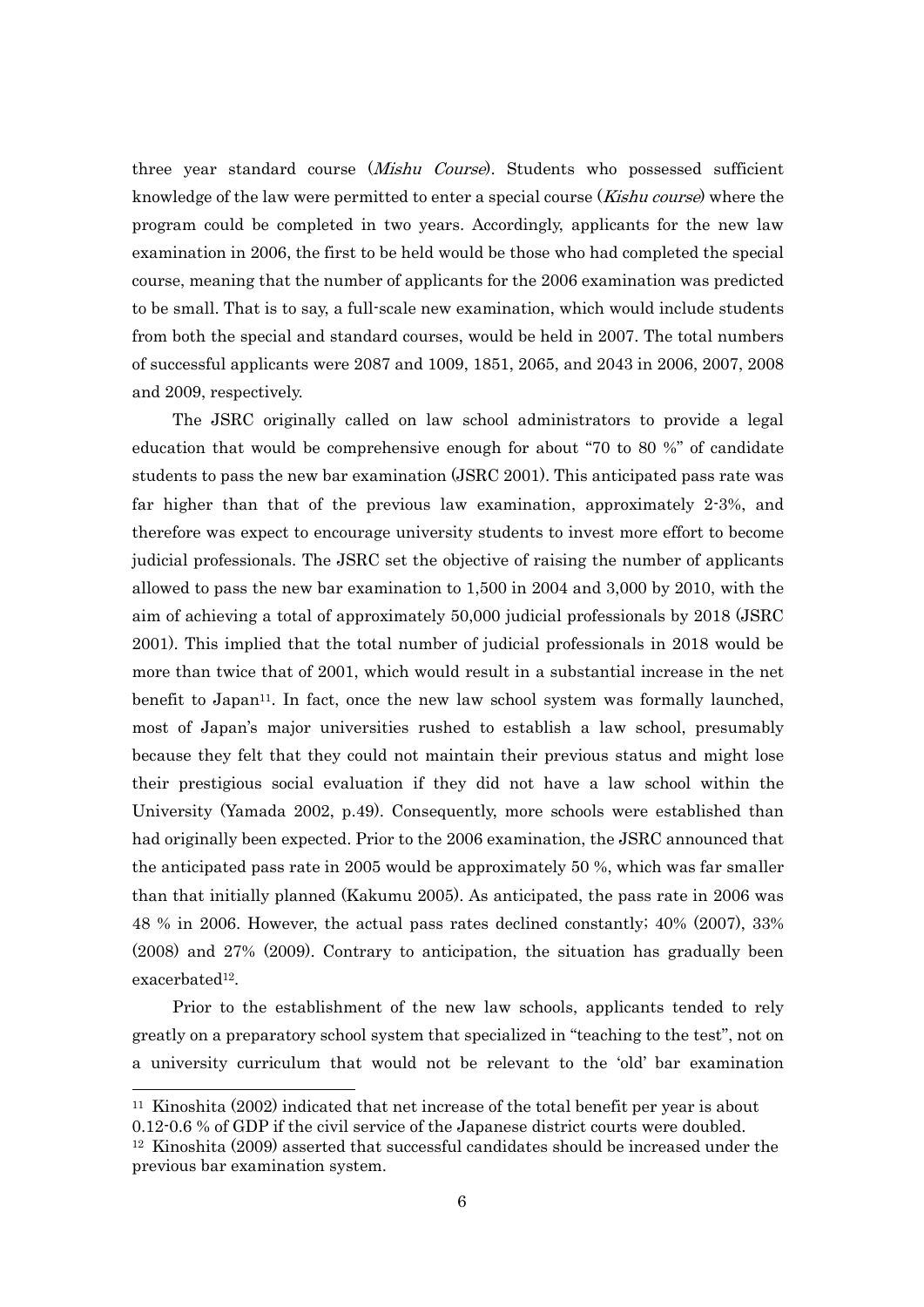three year standard course (*Mishu Course*). Students who possessed sufficient knowledge of the law were permitted to enter a special course (*Kishu course*) where the program could be completed in two years. Accordingly, applicants for the new law examination in 2006, the first to be held would be those who had completed the special course, meaning that the number of applicants for the 2006 examination was predicted to be small. That is to say, a full-scale new examination, which would include students from both the special and standard courses, would be held in 2007. The total numbers of successful applicants were 2087 and 1009, 1851, 2065, and 2043 in 2006, 2007, 2008 and 2009, respectively.

The JSRC originally called on law school administrators to provide a legal education that would be comprehensive enough for about "70 to 80 %" of candidate students to pass the new bar examination (JSRC 2001). This anticipated pass rate was far higher than that of the previous law examination, approximately 2-3%, and therefore was expect to encourage university students to invest more effort to become judicial professionals. The JSRC set the objective of raising the number of applicants allowed to pass the new bar examination to 1,500 in 2004 and 3,000 by 2010, with the aim of achieving a total of approximately 50,000 judicial professionals by 2018 (JSRC 2001). This implied that the total number of judicial professionals in 2018 would be more than twice that of 2001, which would result in a substantial increase in the net benefit to Japan[11]. In fact, once the new law school system was formally launched, most of Japan's major universities rushed to establish a law school, presumably because they felt that they could not maintain their previous status and might lose their prestigious social evaluation if they did not have a law school within the University (Yamada 2002, p.49). Consequently, more schools were established than had originally been expected. Prior to the 2006 examination, the JSRC announced that the anticipated pass rate in 2005 would be approximately 50 %, which was far smaller than that initially planned (Kakumu 2005). As anticipated, the pass rate in 2006 was 48 % in 2006. However, the actual pass rates declined constantly; 40% (2007), 33% (2008) and 27% (2009). Contrary to anticipation, the situation has gradually been exacerbated[12].

Prior to the establishment of the new law schools, applicants tended to rely greatly on a preparatory school system that specialized in "teaching to the test", not on a university curriculum that would not be relevant to the 'old' bar examination

[11] Kinoshita (2002) indicated that net increase of the total benefit per year is about 0.12-0.6 % of GDP if the civil service of the Japanese district courts were doubled.

[12] Kinoshita (2009) asserted that successful candidates should be increased under the previous bar examination system.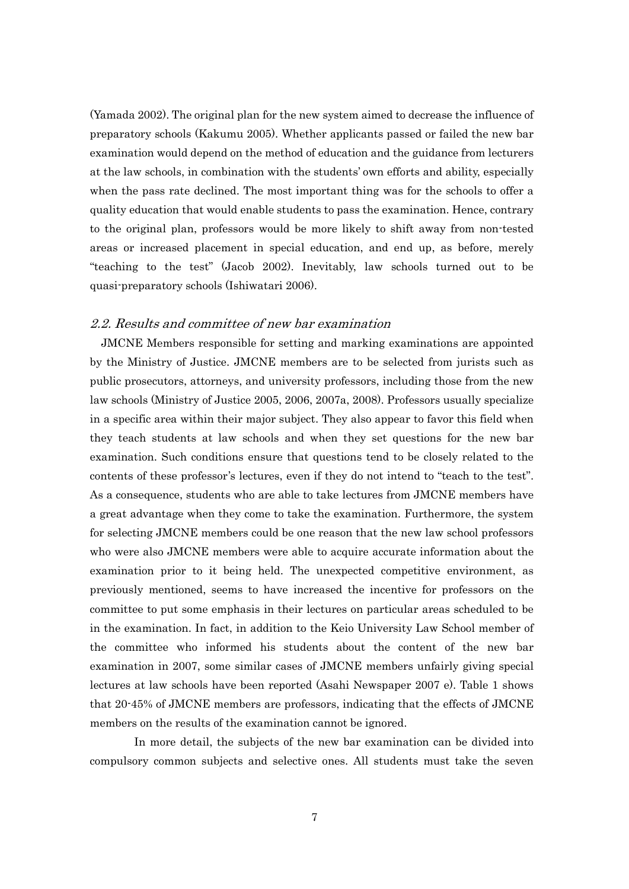(Yamada 2002). The original plan for the new system aimed to decrease the influence of preparatory schools (Kakumu 2005). Whether applicants passed or failed the new bar examination would depend on the method of education and the guidance from lecturers at the law schools, in combination with the students' own efforts and ability, especially when the pass rate declined. The most important thing was for the schools to offer a quality education that would enable students to pass the examination. Hence, contrary to the original plan, professors would be more likely to shift away from non-tested areas or increased placement in special education, and end up, as before, merely "teaching to the test" (Jacob 2002). Inevitably, law schools turned out to be quasi-preparatory schools (Ishiwatari 2006).

### *2.2. Results and committee of new bar examination*

JMCNE Members responsible for setting and marking examinations are appointed by the Ministry of Justice. JMCNE members are to be selected from jurists such as public prosecutors, attorneys, and university professors, including those from the new law schools (Ministry of Justice 2005, 2006, 2007a, 2008). Professors usually specialize in a specific area within their major subject. They also appear to favor this field when they teach students at law schools and when they set questions for the new bar examination. Such conditions ensure that questions tend to be closely related to the contents of these professor's lectures, even if they do not intend to "teach to the test". As a consequence, students who are able to take lectures from JMCNE members have a great advantage when they come to take the examination. Furthermore, the system for selecting JMCNE members could be one reason that the new law school professors who were also JMCNE members were able to acquire accurate information about the examination prior to it being held. The unexpected competitive environment, as previously mentioned, seems to have increased the incentive for professors on the committee to put some emphasis in their lectures on particular areas scheduled to be in the examination. In fact, in addition to the Keio University Law School member of the committee who informed his students about the content of the new bar examination in 2007, some similar cases of JMCNE members unfairly giving special lectures at law schools have been reported (Asahi Newspaper 2007 e). Table 1 shows that 20-45% of JMCNE members are professors, indicating that the effects of JMCNE members on the results of the examination cannot be ignored.

In more detail, the subjects of the new bar examination can be divided into compulsory common subjects and selective ones. All students must take the seven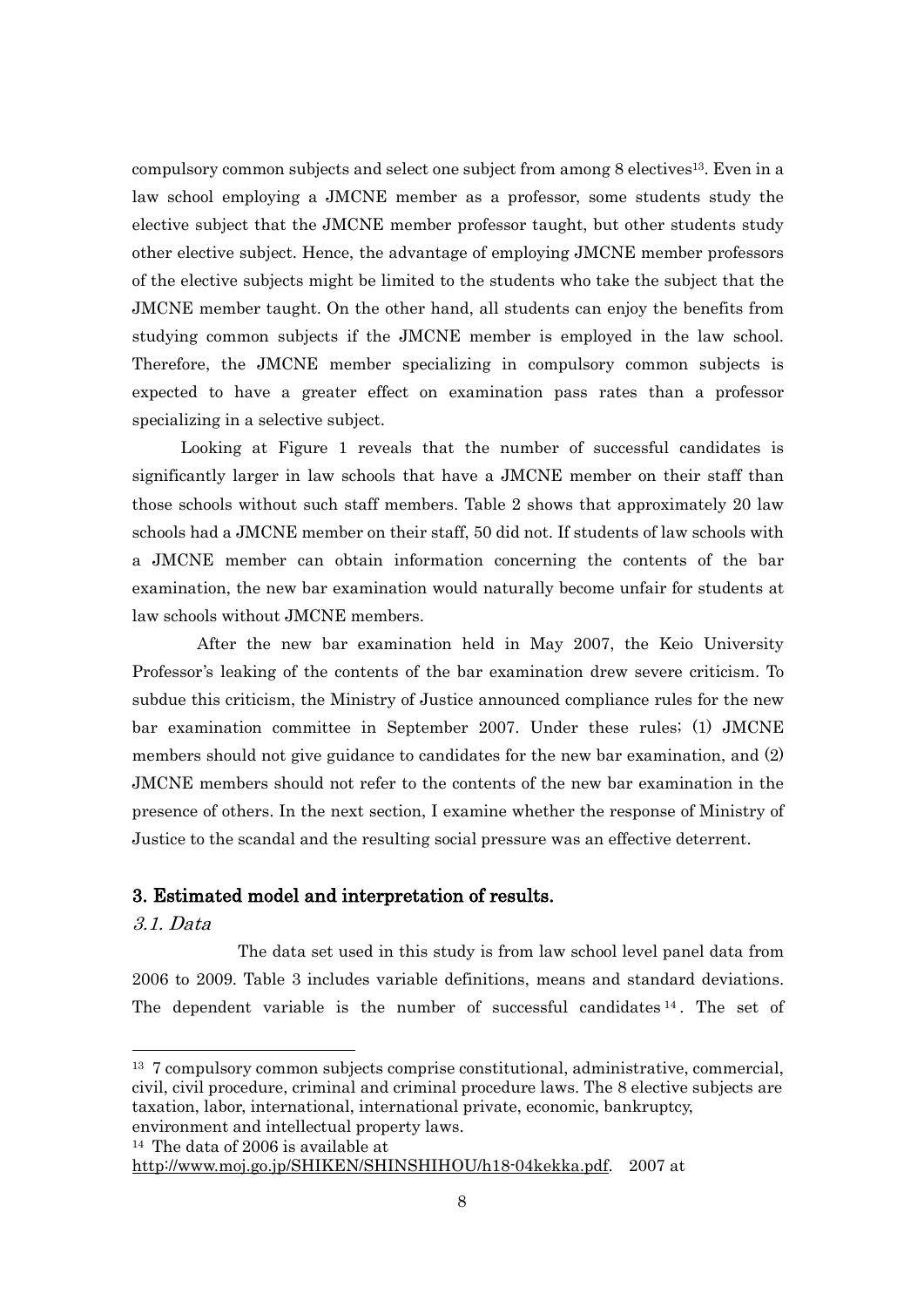compulsory common subjects and select one subject from among 8 electives[13]. Even in a law school employing a JMCNE member as a professor, some students study the elective subject that the JMCNE member professor taught, but other students study other elective subject. Hence, the advantage of employing JMCNE member professors of the elective subjects might be limited to the students who take the subject that the JMCNE member taught. On the other hand, all students can enjoy the benefits from studying common subjects if the JMCNE member is employed in the law school. Therefore, the JMCNE member specializing in compulsory common subjects is expected to have a greater effect on examination pass rates than a professor specializing in a selective subject.

Looking at Figure 1 reveals that the number of successful candidates is significantly larger in law schools that have a JMCNE member on their staff than those schools without such staff members. Table 2 shows that approximately 20 law schools had a JMCNE member on their staff, 50 did not. If students of law schools with a JMCNE member can obtain information concerning the contents of the bar examination, the new bar examination would naturally become unfair for students at law schools without JMCNE members.

After the new bar examination held in May 2007, the Keio University Professor's leaking of the contents of the bar examination drew severe criticism. To subdue this criticism, the Ministry of Justice announced compliance rules for the new bar examination committee in September 2007. Under these rules; (1) JMCNE members should not give guidance to candidates for the new bar examination, and (2) JMCNE members should not refer to the contents of the new bar examination in the presence of others. In the next section, I examine whether the response of Ministry of Justice to the scandal and the resulting social pressure was an effective deterrent.

## 3. Estimated model and interpretation of results.

### *3.1. Data*

The data set used in this study is from law school level panel data from 2006 to 2009. Table 3 includes variable definitions, means and standard deviations. The dependent variable is the number of successful candidates[14]. The set of

---

[13] 7 compulsory common subjects comprise constitutional, administrative, commercial, civil, civil procedure, criminal and criminal procedure laws. The 8 elective subjects are taxation, labor, international, international private, economic, bankruptcy, environment and intellectual property laws.

[14] The data of 2006 is available at http://www.moj.go.jp/SHIKEN/SHINSHIHOU/h18-04kekka.pdf. 2007 at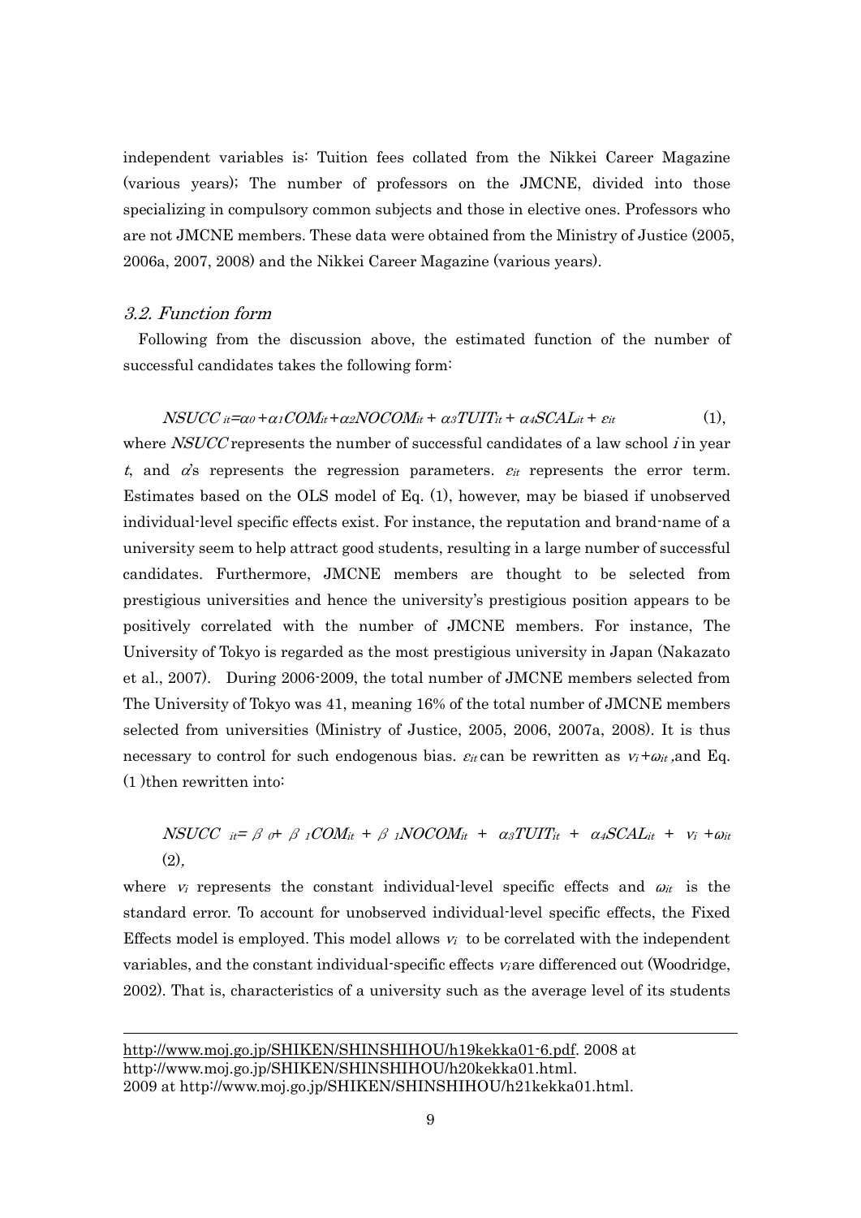independent variables is: Tuition fees collated from the Nikkei Career Magazine (various years); The number of professors on the JMCNE, divided into those specializing in compulsory common subjects and those in elective ones. Professors who are not JMCNE members. These data were obtained from the Ministry of Justice (2005, 2006a, 2007, 2008) and the Nikkei Career Magazine (various years).

### *3.2. Function form*

Following from the discussion above, the estimated function of the number of successful candidates takes the following form:

$$NSUCC_{it} = \alpha_0 + \alpha_1 COM_{it} + \alpha_2 NOCOM_{it} + \alpha_3 TUIT_{it} + \alpha_4 SCAL_{it} + \varepsilon_{it} \quad (1),$$

where *NSUCC* represents the number of successful candidates of a law school *i* in year *t*, and $\alpha$'s represents the regression parameters. $\varepsilon_{it}$ represents the error term. Estimates based on the OLS model of Eq. (1), however, may be biased if unobserved individual-level specific effects exist. For instance, the reputation and brand-name of a university seem to help attract good students, resulting in a large number of successful candidates. Furthermore, JMCNE members are thought to be selected from prestigious universities and hence the university's prestigious position appears to be positively correlated with the number of JMCNE members. For instance, The University of Tokyo is regarded as the most prestigious university in Japan (Nakazato et al., 2007). During 2006-2009, the total number of JMCNE members selected from The University of Tokyo was 41, meaning 16% of the total number of JMCNE members selected from universities (Ministry of Justice, 2005, 2006, 2007a, 2008). It is thus necessary to control for such endogenous bias. $\varepsilon_{it}$ can be rewritten as $v_i + \omega_{it}$ ,and Eq. (1 )then rewritten into:

$$NSUCC_{it} = \beta_0 + \beta_1 COM_{it} + \beta_1 NOCOM_{it} + \alpha_3 TUIT_{it} + \alpha_4 SCAL_{it} + v_i + \omega_{it} \quad (2),$$

where $v_i$ represents the constant individual-level specific effects and $\omega_{it}$ is the standard error. To account for unobserved individual-level specific effects, the Fixed Effects model is employed. This model allows $v_i$ to be correlated with the independent variables, and the constant individual-specific effects $v_i$ are differenced out (Woodridge, 2002). That is, characteristics of a university such as the average level of its students

---

http://www.moj.go.jp/SHIKEN/SHINSHIHOU/h19kekka01-6.pdf. 2008 at http://www.moj.go.jp/SHIKEN/SHINSHIHOU/h20kekka01.html.
2009 at http://www.moj.go.jp/SHIKEN/SHINSHIHOU/h21kekka01.html.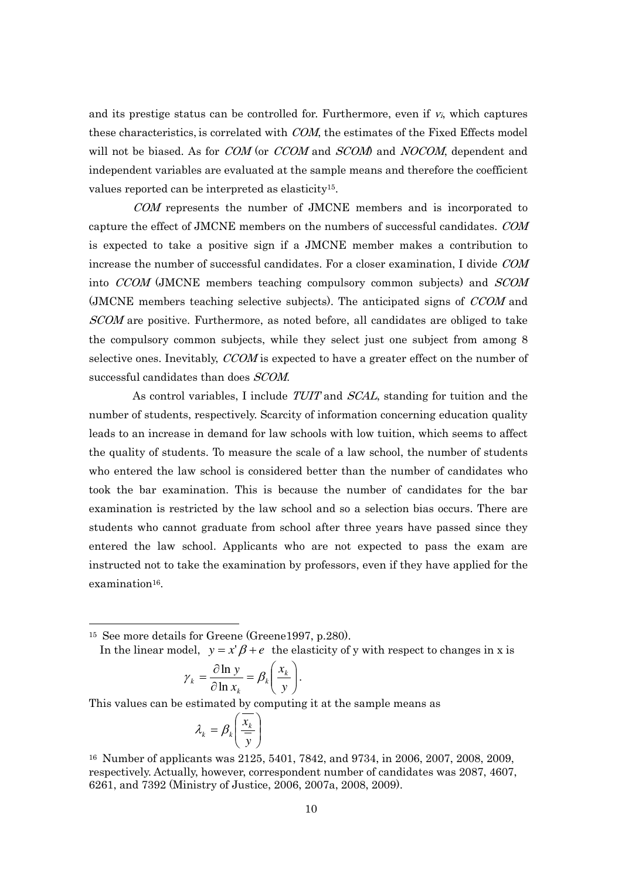and its prestige status can be controlled for. Furthermore, even if $v_i$, which captures these characteristics, is correlated with *COM*, the estimates of the Fixed Effects model will not be biased. As for *COM* (or *CCOM* and *SCOM*) and *NOCOM*, dependent and independent variables are evaluated at the sample means and therefore the coefficient values reported can be interpreted as elasticity[15].

*COM* represents the number of JMCNE members and is incorporated to capture the effect of JMCNE members on the numbers of successful candidates. *COM* is expected to take a positive sign if a JMCNE member makes a contribution to increase the number of successful candidates. For a closer examination, I divide *COM* into *CCOM* (JMCNE members teaching compulsory common subjects) and *SCOM* (JMCNE members teaching selective subjects). The anticipated signs of *CCOM* and *SCOM* are positive. Furthermore, as noted before, all candidates are obliged to take the compulsory common subjects, while they select just one subject from among 8 selective ones. Inevitably, *CCOM* is expected to have a greater effect on the number of successful candidates than does *SCOM*.

As control variables, I include *TUIT* and *SCAL*, standing for tuition and the number of students, respectively. Scarcity of information concerning education quality leads to an increase in demand for law schools with low tuition, which seems to affect the quality of students. To measure the scale of a law school, the number of students who entered the law school is considered better than the number of candidates who took the bar examination. This is because the number of candidates for the bar examination is restricted by the law school and so a selection bias occurs. There are students who cannot graduate from school after three years have passed since they entered the law school. Applicants who are not expected to pass the exam are instructed not to take the examination by professors, even if they have applied for the examination[16].

---

[15] See more details for Greene (Greene1997, p.280).

In the linear model, $y = x'\beta + e$ the elasticity of y with respect to changes in x is

$$\gamma_k = \frac{\partial \ln y}{\partial \ln x_k} = \beta_k \left( \frac{x_k}{y} \right).$$

This values can be estimated by computing it at the sample means as

$$\lambda_k = \beta_k \left( \frac{\overline{x_k}}{\overline{y}} \right)$$

[16] Number of applicants was 2125, 5401, 7842, and 9734, in 2006, 2007, 2008, 2009, respectively. Actually, however, correspondent number of candidates was 2087, 4607, 6261, and 7392 (Ministry of Justice, 2006, 2007a, 2008, 2009).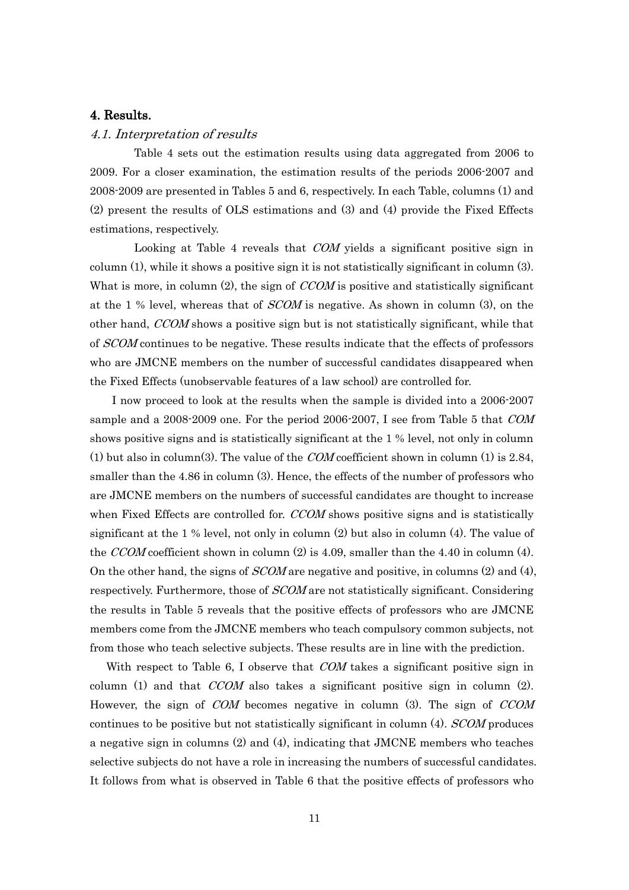## 4. Results.

### *4.1. Interpretation of results*

Table 4 sets out the estimation results using data aggregated from 2006 to 2009. For a closer examination, the estimation results of the periods 2006-2007 and 2008-2009 are presented in Tables 5 and 6, respectively. In each Table, columns (1) and (2) present the results of OLS estimations and (3) and (4) provide the Fixed Effects estimations, respectively.

Looking at Table 4 reveals that *COM* yields a significant positive sign in column (1), while it shows a positive sign it is not statistically significant in column (3). What is more, in column (2), the sign of *CCOM* is positive and statistically significant at the 1 % level, whereas that of *SCOM* is negative. As shown in column (3), on the other hand, *CCOM* shows a positive sign but is not statistically significant, while that of *SCOM* continues to be negative. These results indicate that the effects of professors who are JMCNE members on the number of successful candidates disappeared when the Fixed Effects (unobservable features of a law school) are controlled for.

I now proceed to look at the results when the sample is divided into a 2006-2007 sample and a 2008-2009 one. For the period 2006-2007, I see from Table 5 that *COM* shows positive signs and is statistically significant at the 1 % level, not only in column (1) but also in column(3). The value of the *COM* coefficient shown in column (1) is 2.84, smaller than the 4.86 in column (3). Hence, the effects of the number of professors who are JMCNE members on the numbers of successful candidates are thought to increase when Fixed Effects are controlled for. *CCOM* shows positive signs and is statistically significant at the 1 % level, not only in column (2) but also in column (4). The value of the *CCOM* coefficient shown in column (2) is 4.09, smaller than the 4.40 in column (4). On the other hand, the signs of *SCOM* are negative and positive, in columns (2) and (4), respectively. Furthermore, those of *SCOM* are not statistically significant. Considering the results in Table 5 reveals that the positive effects of professors who are JMCNE members come from the JMCNE members who teach compulsory common subjects, not from those who teach selective subjects. These results are in line with the prediction.

With respect to Table 6, I observe that *COM* takes a significant positive sign in column (1) and that *CCOM* also takes a significant positive sign in column (2). However, the sign of *COM* becomes negative in column (3). The sign of *CCOM* continues to be positive but not statistically significant in column (4). *SCOM* produces a negative sign in columns (2) and (4), indicating that JMCNE members who teaches selective subjects do not have a role in increasing the numbers of successful candidates. It follows from what is observed in Table 6 that the positive effects of professors who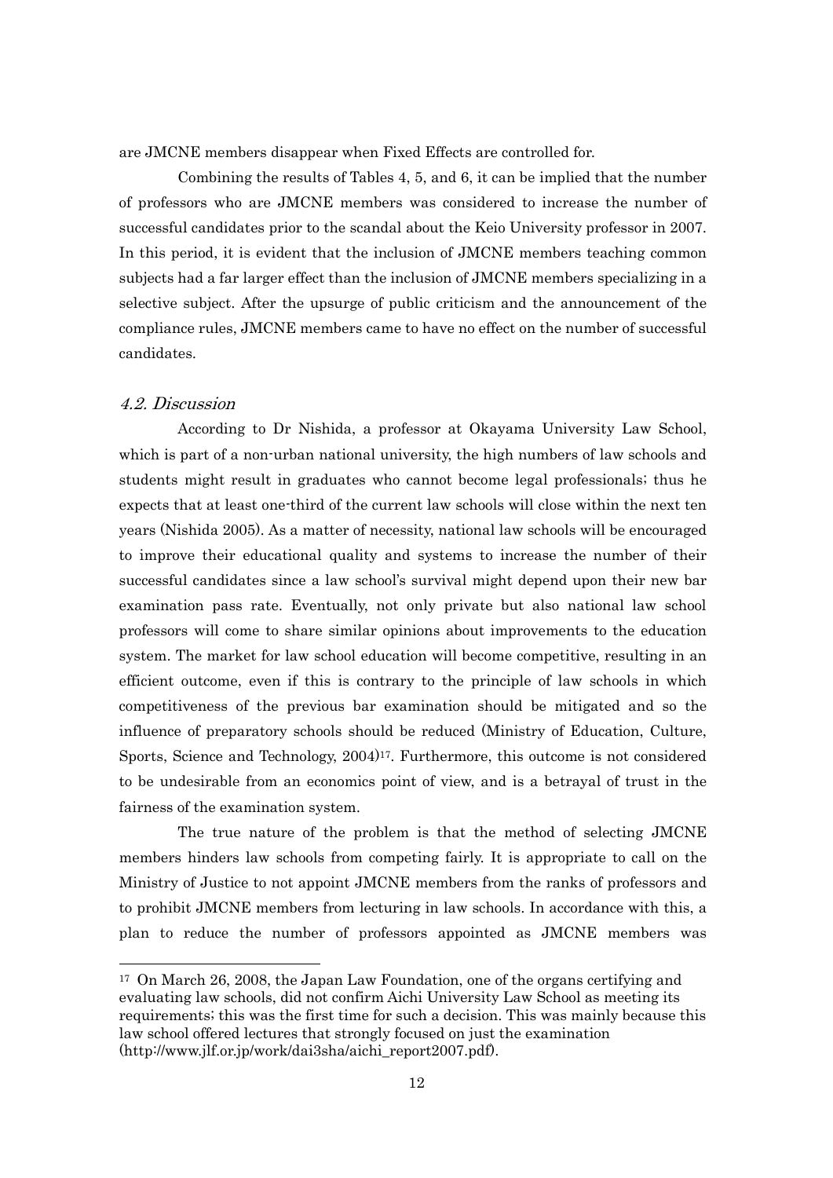are JMCNE members disappear when Fixed Effects are controlled for.

Combining the results of Tables 4, 5, and 6, it can be implied that the number of professors who are JMCNE members was considered to increase the number of successful candidates prior to the scandal about the Keio University professor in 2007. In this period, it is evident that the inclusion of JMCNE members teaching common subjects had a far larger effect than the inclusion of JMCNE members specializing in a selective subject. After the upsurge of public criticism and the announcement of the compliance rules, JMCNE members came to have no effect on the number of successful candidates.

### *4.2. Discussion*

According to Dr Nishida, a professor at Okayama University Law School, which is part of a non-urban national university, the high numbers of law schools and students might result in graduates who cannot become legal professionals; thus he expects that at least one-third of the current law schools will close within the next ten years (Nishida 2005). As a matter of necessity, national law schools will be encouraged to improve their educational quality and systems to increase the number of their successful candidates since a law school's survival might depend upon their new bar examination pass rate. Eventually, not only private but also national law school professors will come to share similar opinions about improvements to the education system. The market for law school education will become competitive, resulting in an efficient outcome, even if this is contrary to the principle of law schools in which competitiveness of the previous bar examination should be mitigated and so the influence of preparatory schools should be reduced (Ministry of Education, Culture, Sports, Science and Technology, 2004)[17]. Furthermore, this outcome is not considered to be undesirable from an economics point of view, and is a betrayal of trust in the fairness of the examination system.

The true nature of the problem is that the method of selecting JMCNE members hinders law schools from competing fairly. It is appropriate to call on the Ministry of Justice to not appoint JMCNE members from the ranks of professors and to prohibit JMCNE members from lecturing in law schools. In accordance with this, a plan to reduce the number of professors appointed as JMCNE members was

---

[17] On March 26, 2008, the Japan Law Foundation, one of the organs certifying and evaluating law schools, did not confirm Aichi University Law School as meeting its requirements; this was the first time for such a decision. This was mainly because this law school offered lectures that strongly focused on just the examination (http://www.jlf.or.jp/work/dai3sha/aichi_report2007.pdf).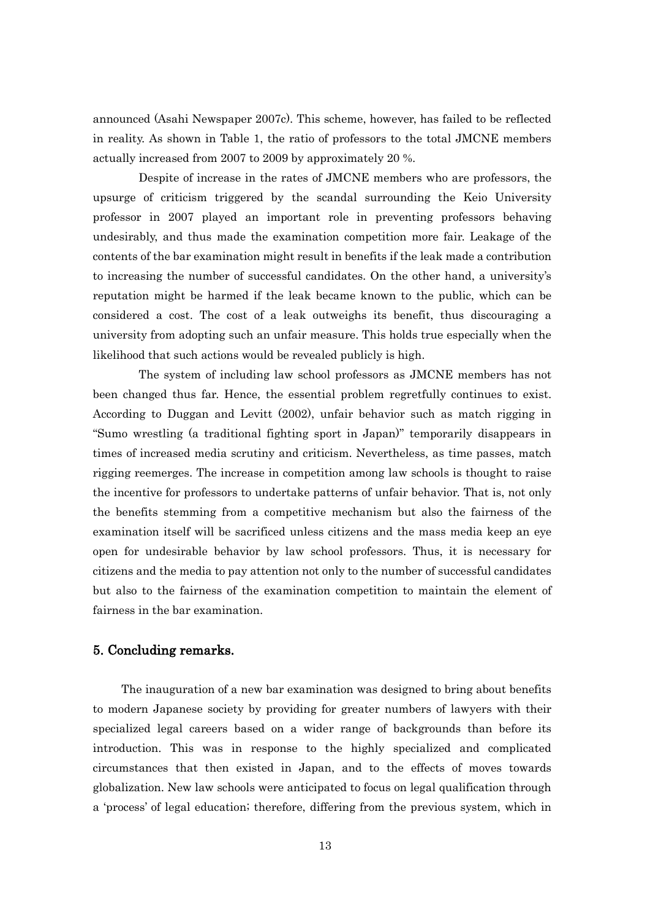announced (Asahi Newspaper 2007c). This scheme, however, has failed to be reflected in reality. As shown in Table 1, the ratio of professors to the total JMCNE members actually increased from 2007 to 2009 by approximately 20 %.

Despite of increase in the rates of JMCNE members who are professors, the upsurge of criticism triggered by the scandal surrounding the Keio University professor in 2007 played an important role in preventing professors behaving undesirably, and thus made the examination competition more fair. Leakage of the contents of the bar examination might result in benefits if the leak made a contribution to increasing the number of successful candidates. On the other hand, a university's reputation might be harmed if the leak became known to the public, which can be considered a cost. The cost of a leak outweighs its benefit, thus discouraging a university from adopting such an unfair measure. This holds true especially when the likelihood that such actions would be revealed publicly is high.

The system of including law school professors as JMCNE members has not been changed thus far. Hence, the essential problem regretfully continues to exist. According to Duggan and Levitt (2002), unfair behavior such as match rigging in "Sumo wrestling (a traditional fighting sport in Japan)" temporarily disappears in times of increased media scrutiny and criticism. Nevertheless, as time passes, match rigging reemerges. The increase in competition among law schools is thought to raise the incentive for professors to undertake patterns of unfair behavior. That is, not only the benefits stemming from a competitive mechanism but also the fairness of the examination itself will be sacrificed unless citizens and the mass media keep an eye open for undesirable behavior by law school professors. Thus, it is necessary for citizens and the media to pay attention not only to the number of successful candidates but also to the fairness of the examination competition to maintain the element of fairness in the bar examination.

## 5. Concluding remarks.

The inauguration of a new bar examination was designed to bring about benefits to modern Japanese society by providing for greater numbers of lawyers with their specialized legal careers based on a wider range of backgrounds than before its introduction. This was in response to the highly specialized and complicated circumstances that then existed in Japan, and to the effects of moves towards globalization. New law schools were anticipated to focus on legal qualification through a 'process' of legal education; therefore, differing from the previous system, which in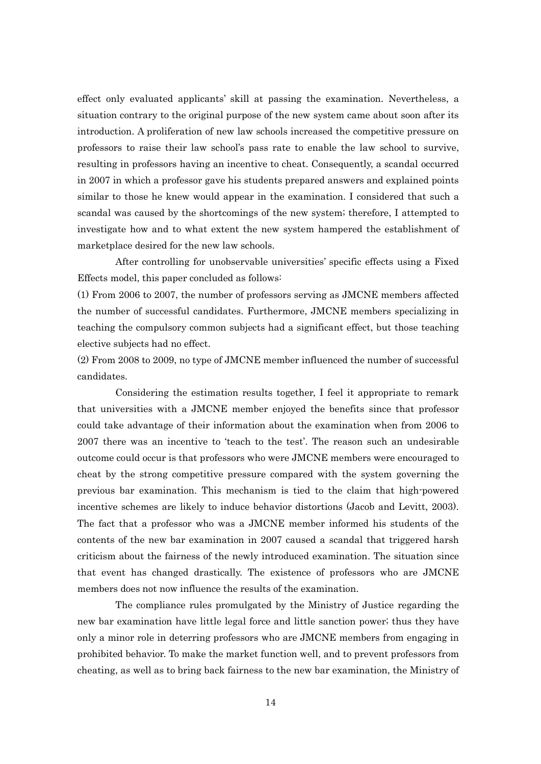effect only evaluated applicants' skill at passing the examination. Nevertheless, a situation contrary to the original purpose of the new system came about soon after its introduction. A proliferation of new law schools increased the competitive pressure on professors to raise their law school's pass rate to enable the law school to survive, resulting in professors having an incentive to cheat. Consequently, a scandal occurred in 2007 in which a professor gave his students prepared answers and explained points similar to those he knew would appear in the examination. I considered that such a scandal was caused by the shortcomings of the new system; therefore, I attempted to investigate how and to what extent the new system hampered the establishment of marketplace desired for the new law schools.

After controlling for unobservable universities' specific effects using a Fixed Effects model, this paper concluded as follows:

(1) From 2006 to 2007, the number of professors serving as JMCNE members affected the number of successful candidates. Furthermore, JMCNE members specializing in teaching the compulsory common subjects had a significant effect, but those teaching elective subjects had no effect.

(2) From 2008 to 2009, no type of JMCNE member influenced the number of successful candidates.

Considering the estimation results together, I feel it appropriate to remark that universities with a JMCNE member enjoyed the benefits since that professor could take advantage of their information about the examination when from 2006 to 2007 there was an incentive to 'teach to the test'. The reason such an undesirable outcome could occur is that professors who were JMCNE members were encouraged to cheat by the strong competitive pressure compared with the system governing the previous bar examination. This mechanism is tied to the claim that high-powered incentive schemes are likely to induce behavior distortions (Jacob and Levitt, 2003). The fact that a professor who was a JMCNE member informed his students of the contents of the new bar examination in 2007 caused a scandal that triggered harsh criticism about the fairness of the newly introduced examination. The situation since that event has changed drastically. The existence of professors who are JMCNE members does not now influence the results of the examination.

The compliance rules promulgated by the Ministry of Justice regarding the new bar examination have little legal force and little sanction power; thus they have only a minor role in deterring professors who are JMCNE members from engaging in prohibited behavior. To make the market function well, and to prevent professors from cheating, as well as to bring back fairness to the new bar examination, the Ministry of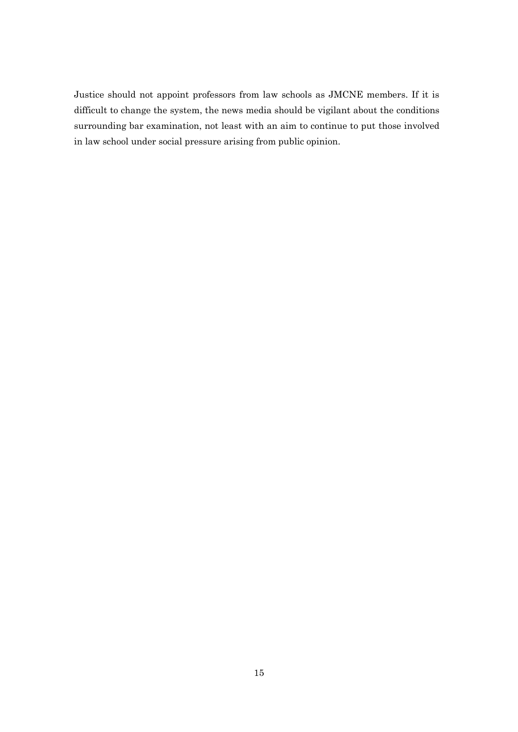Justice should not appoint professors from law schools as JMCNE members. If it is difficult to change the system, the news media should be vigilant about the conditions surrounding bar examination, not least with an aim to continue to put those involved in law school under social pressure arising from public opinion.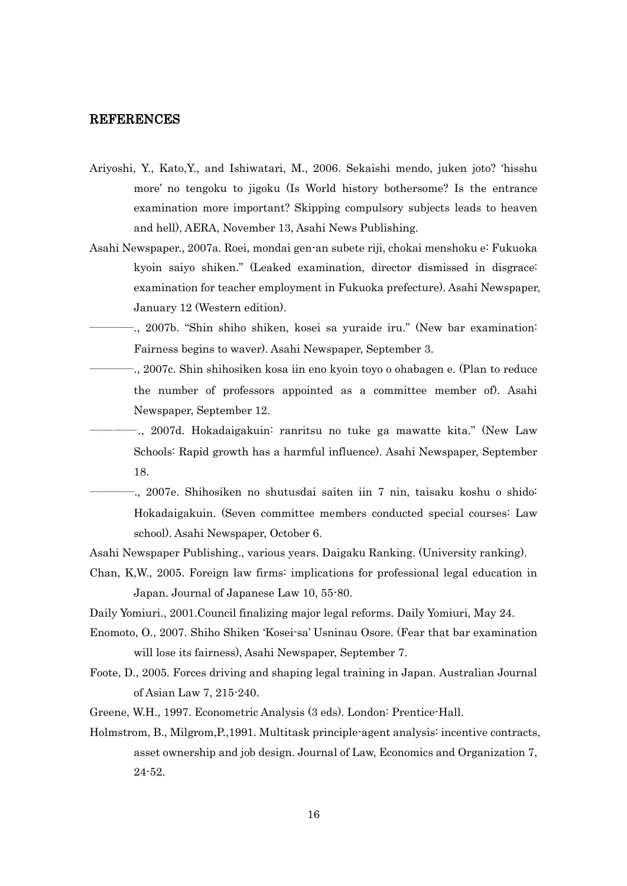## REFERENCES

Ariyoshi, Y., Kato,Y., and Ishiwatari, M., 2006. Sekaishi mendo, juken joto? 'hisshu more' no tengoku to jigoku (Is World history bothersome? Is the entrance examination more important? Skipping compulsory subjects leads to heaven and hell), AERA, November 13, Asahi News Publishing.

Asahi Newspaper., 2007a. Roei, mondai gen-an subete riji, chokai menshoku e: Fukuoka kyoin saiyo shiken." (Leaked examination, director dismissed in disgrace: examination for teacher employment in Fukuoka prefecture). Asahi Newspaper, January 12 (Western edition).

————., 2007b. "Shin shiho shiken, kosei sa yuraide iru." (New bar examination: Fairness begins to waver). Asahi Newspaper, September 3.

————., 2007c. Shin shihosiken kosa iin eno kyoin toyo o ohabagen e. (Plan to reduce the number of professors appointed as a committee member of). Asahi Newspaper, September 12.

————., 2007d. Hokadaigakuin: ranritsu no tuke ga mawatte kita." (New Law Schools: Rapid growth has a harmful influence). Asahi Newspaper, September 18.

————., 2007e. Shihosiken no shutusdai saiten iin 7 nin, taisaku koshu o shido: Hokadaigakuin. (Seven committee members conducted special courses: Law school). Asahi Newspaper, October 6.

Asahi Newspaper Publishing., various years. Daigaku Ranking. (University ranking).

Chan, K,W., 2005. Foreign law firms: implications for professional legal education in Japan. Journal of Japanese Law 10, 55-80.

Daily Yomiuri., 2001.Council finalizing major legal reforms. Daily Yomiuri, May 24.

Enomoto, O., 2007. Shiho Shiken 'Kosei-sa' Usninau Osore. (Fear that bar examination will lose its fairness), Asahi Newspaper, September 7.

Foote, D., 2005. Forces driving and shaping legal training in Japan. Australian Journal of Asian Law 7, 215-240.

Greene, W.H., 1997. Econometric Analysis (3 eds). London: Prentice-Hall.

Holmstrom, B., Milgrom,P.,1991. Multitask principle-agent analysis: incentive contracts, asset ownership and job design. Journal of Law, Economics and Organization 7, 24-52.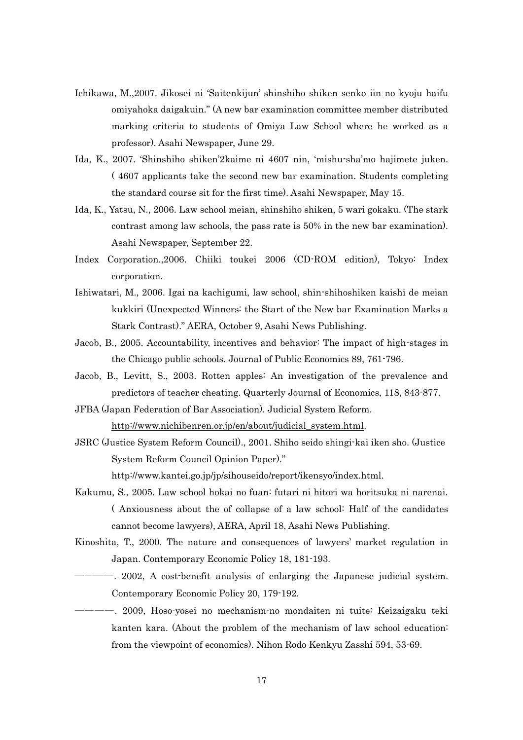Ichikawa, M.,2007. Jikosei ni 'Saitenkijun' shinshiho shiken senko iin no kyoju haifu omiyahoka daigakuin." (A new bar examination committee member distributed marking criteria to students of Omiya Law School where he worked as a professor). Asahi Newspaper, June 29.

Ida, K., 2007. 'Shinshiho shiken'2kaime ni 4607 nin, 'mishu-sha'mo hajimete juken. ( 4607 applicants take the second new bar examination. Students completing the standard course sit for the first time). Asahi Newspaper, May 15.

Ida, K., Yatsu, N., 2006. Law school meian, shinshiho shiken, 5 wari gokaku. (The stark contrast among law schools, the pass rate is 50% in the new bar examination). Asahi Newspaper, September 22.

Index Corporation.,2006. Chiiki toukei 2006 (CD-ROM edition), Tokyo: Index corporation.

Ishiwatari, M., 2006. Igai na kachigumi, law school, shin-shihoshiken kaishi de meian kukkiri (Unexpected Winners: the Start of the New bar Examination Marks a Stark Contrast)." AERA, October 9, Asahi News Publishing.

Jacob, B., 2005. Accountability, incentives and behavior: The impact of high-stages in the Chicago public schools. Journal of Public Economics 89, 761-796.

Jacob, B., Levitt, S., 2003. Rotten apples: An investigation of the prevalence and predictors of teacher cheating. Quarterly Journal of Economics, 118, 843-877.

JFBA (Japan Federation of Bar Association). Judicial System Reform. http://www.nichibenren.or.jp/en/about/judicial_system.html.

JSRC (Justice System Reform Council)., 2001. Shiho seido shingi-kai iken sho. (Justice System Reform Council Opinion Paper)." http://www.kantei.go.jp/jp/sihouseido/report/ikensyo/index.html.

Kakumu, S., 2005. Law school hokai no fuan: futari ni hitori wa horitsuka ni narenai. ( Anxiousness about the of collapse of a law school: Half of the candidates cannot become lawyers), AERA, April 18, Asahi News Publishing.

Kinoshita, T., 2000. The nature and consequences of lawyers' market regulation in Japan. Contemporary Economic Policy 18, 181-193.

————. 2002, A cost-benefit analysis of enlarging the Japanese judicial system. Contemporary Economic Policy 20, 179-192.

————. 2009, Hoso-yosei no mechanism-no mondaiten ni tuite: Keizaigaku teki kanten kara. (About the problem of the mechanism of law school education: from the viewpoint of economics). Nihon Rodo Kenkyu Zasshi 594, 53-69.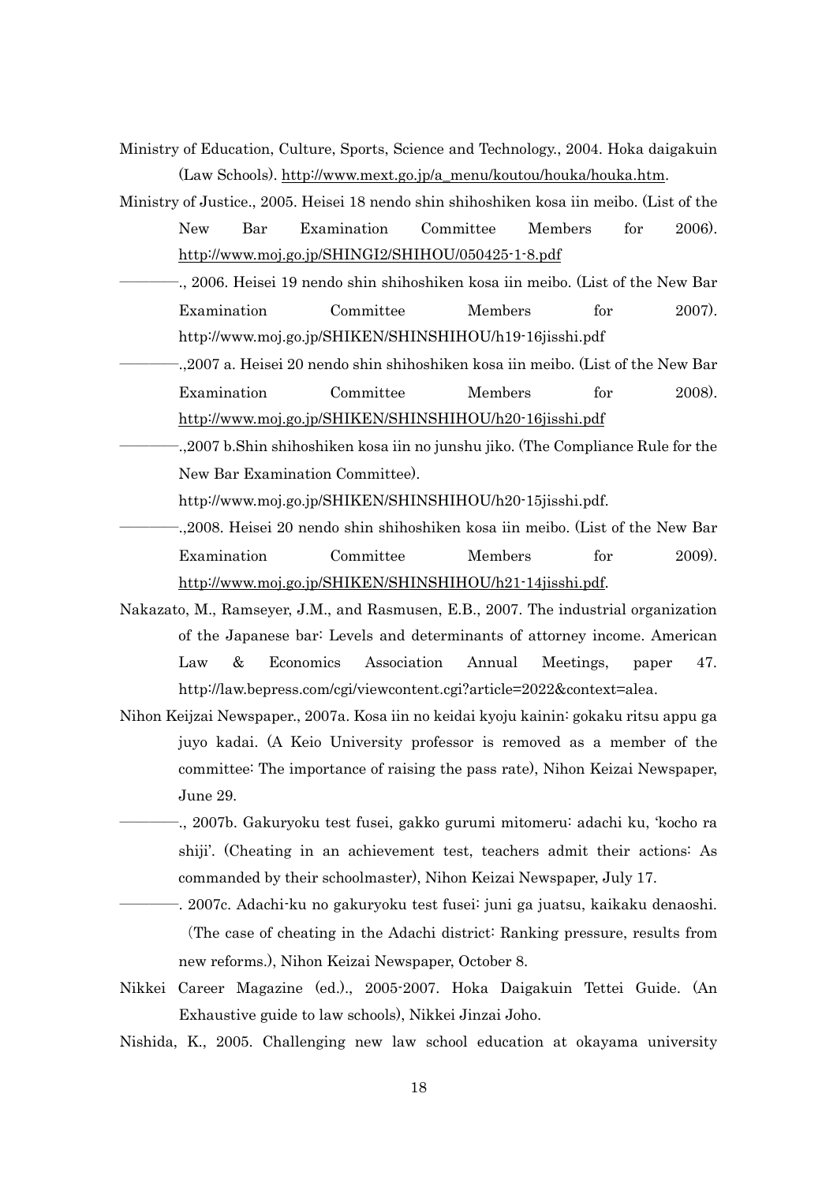Ministry of Education, Culture, Sports, Science and Technology., 2004. Hoka daigakuin (Law Schools). http://www.mext.go.jp/a_menu/koutou/houka/houka.htm.

Ministry of Justice., 2005. Heisei 18 nendo shin shihoshiken kosa iin meibo. (List of the New Bar Examination Committee Members for 2006). http://www.moj.go.jp/SHINGI2/SHIHOU/050425-1-8.pdf

————., 2006. Heisei 19 nendo shin shihoshiken kosa iin meibo. (List of the New Bar Examination Committee Members for 2007). http://www.moj.go.jp/SHIKEN/SHINSHIHOU/h19-16jisshi.pdf

————.,2007 a. Heisei 20 nendo shin shihoshiken kosa iin meibo. (List of the New Bar Examination Committee Members for 2008). http://www.moj.go.jp/SHIKEN/SHINSHIHOU/h20-16jisshi.pdf

————.,2007 b.Shin shihoshiken kosa iin no junshu jiko. (The Compliance Rule for the New Bar Examination Committee). http://www.moj.go.jp/SHIKEN/SHINSHIHOU/h20-15jisshi.pdf.

————.,2008. Heisei 20 nendo shin shihoshiken kosa iin meibo. (List of the New Bar Examination Committee Members for 2009). http://www.moj.go.jp/SHIKEN/SHINSHIHOU/h21-14jisshi.pdf.

Nakazato, M., Ramseyer, J.M., and Rasmusen, E.B., 2007. The industrial organization of the Japanese bar: Levels and determinants of attorney income. American Law & Economics Association Annual Meetings, paper 47. http://law.bepress.com/cgi/viewcontent.cgi?article=2022&context=alea.

Nihon Keijzai Newspaper., 2007a. Kosa iin no keidai kyoju kainin: gokaku ritsu appu ga juyo kadai. (A Keio University professor is removed as a member of the committee: The importance of raising the pass rate), Nihon Keizai Newspaper, June 29.

————., 2007b. Gakuryoku test fusei, gakko gurumi mitomeru: adachi ku, 'kocho ra shiji'. (Cheating in an achievement test, teachers admit their actions: As commanded by their schoolmaster), Nihon Keizai Newspaper, July 17.

————. 2007c. Adachi-ku no gakuryoku test fusei: juni ga juatsu, kaikaku denaoshi. (The case of cheating in the Adachi district: Ranking pressure, results from new reforms.), Nihon Keizai Newspaper, October 8.

Nikkei Career Magazine (ed.)., 2005-2007. Hoka Daigakuin Tettei Guide. (An Exhaustive guide to law schools), Nikkei Jinzai Joho.

Nishida, K., 2005. Challenging new law school education at okayama university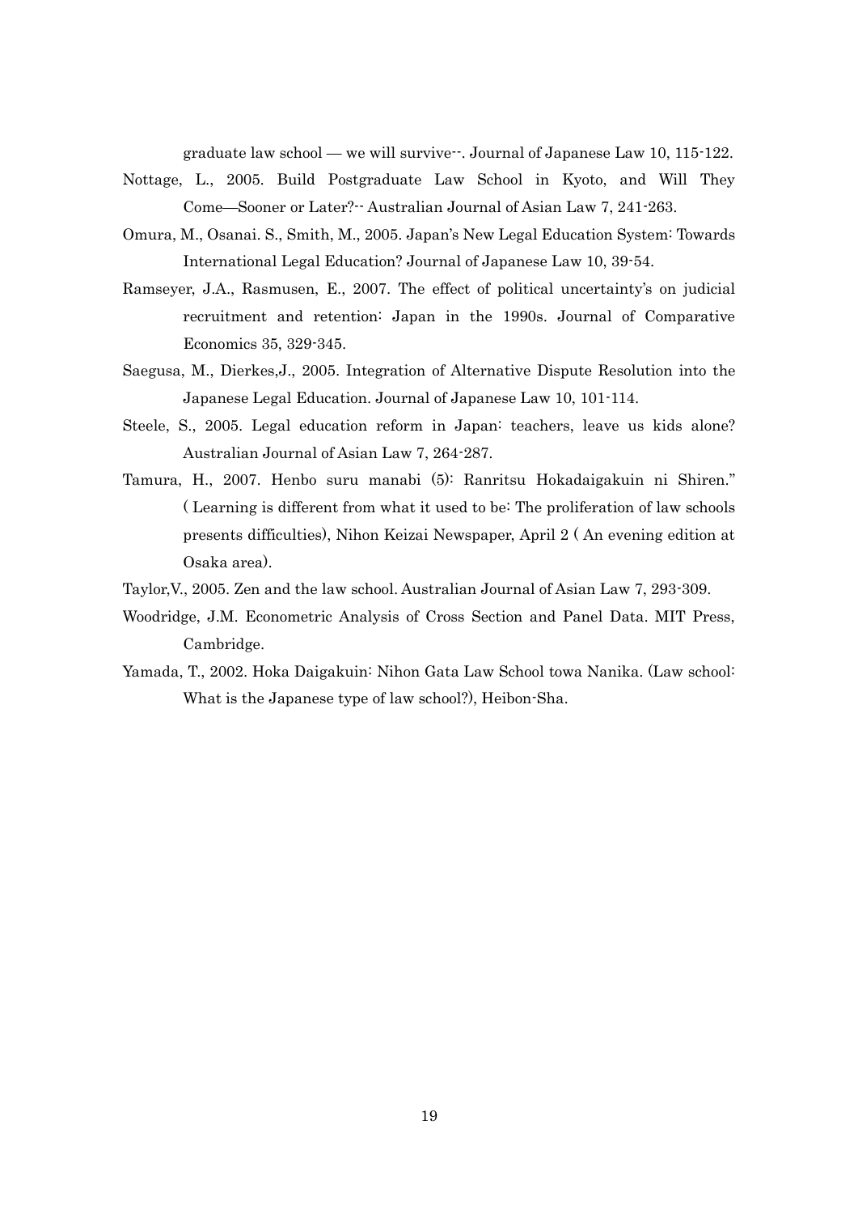graduate law school — we will survive--. Journal of Japanese Law 10, 115-122.

Nottage, L., 2005. Build Postgraduate Law School in Kyoto, and Will They Come—Sooner or Later?-- Australian Journal of Asian Law 7, 241-263.

Omura, M., Osanai. S., Smith, M., 2005. Japan's New Legal Education System: Towards International Legal Education? Journal of Japanese Law 10, 39-54.

Ramseyer, J.A., Rasmusen, E., 2007. The effect of political uncertainty's on judicial recruitment and retention: Japan in the 1990s. Journal of Comparative Economics 35, 329-345.

Saegusa, M., Dierkes,J., 2005. Integration of Alternative Dispute Resolution into the Japanese Legal Education. Journal of Japanese Law 10, 101-114.

Steele, S., 2005. Legal education reform in Japan: teachers, leave us kids alone? Australian Journal of Asian Law 7, 264-287.

Tamura, H., 2007. Henbo suru manabi (5): Ranritsu Hokadaigakuin ni Shiren." ( Learning is different from what it used to be: The proliferation of law schools presents difficulties), Nihon Keizai Newspaper, April 2 ( An evening edition at Osaka area).

Taylor,V., 2005. Zen and the law school. Australian Journal of Asian Law 7, 293-309.

Woodridge, J.M. Econometric Analysis of Cross Section and Panel Data. MIT Press, Cambridge.

Yamada, T., 2002. Hoka Daigakuin: Nihon Gata Law School towa Nanika. (Law school: What is the Japanese type of law school?), Heibon-Sha.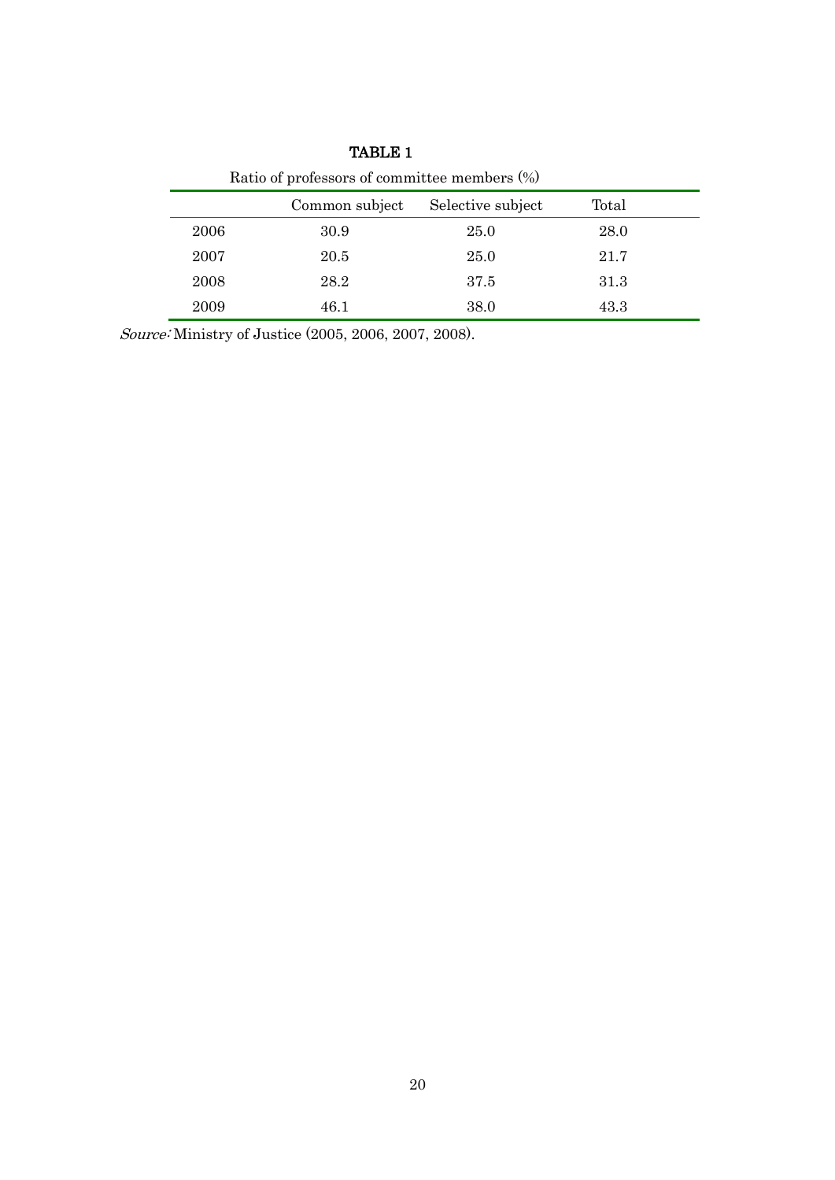**TABLE 1**

Ratio of professors of committee members (%)

| | Common subject | Selective subject | Total |
|---|---|---|---|
| 2006 | 30.9 | 25.0 | 28.0 |
| 2007 | 20.5 | 25.0 | 21.7 |
| 2008 | 28.2 | 37.5 | 31.3 |
| 2009 | 46.1 | 38.0 | 43.3 |

*Source:* Ministry of Justice (2005, 2006, 2007, 2008).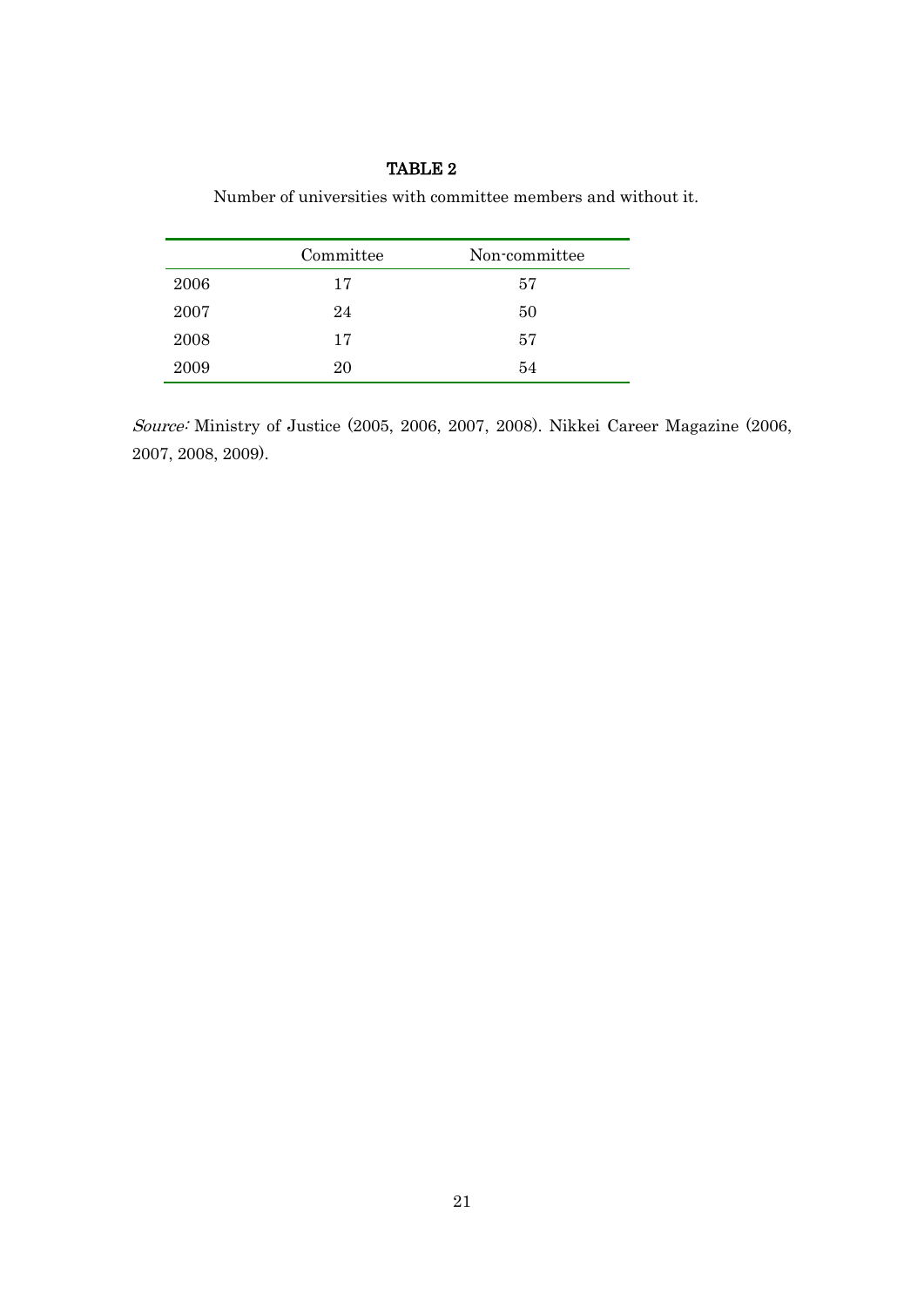# TABLE 2

Number of universities with committee members and without it.

| | Committee | Non-committee |
|---|---|---|
| 2006 | 17 | 57 |
| 2007 | 24 | 50 |
| 2008 | 17 | 57 |
| 2009 | 20 | 54 |

*Source:* Ministry of Justice (2005, 2006, 2007, 2008). Nikkei Career Magazine (2006, 2007, 2008, 2009).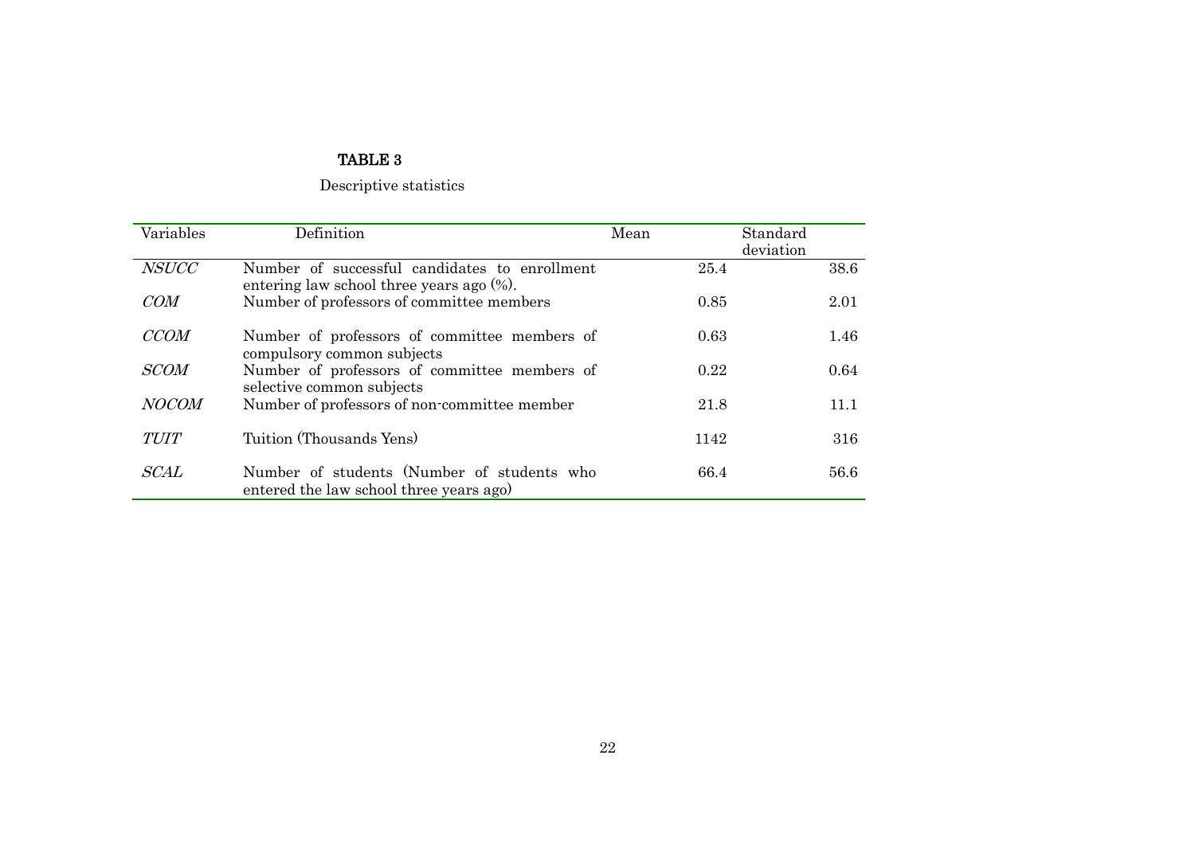# TABLE 3

Descriptive statistics

| Variables | Definition | Mean | Standard deviation |
|---|---|---|---|
| *NSUCC* | Number of successful candidates to enrollment entering law school three years ago (%). | 25.4 | 38.6 |
| *COM* | Number of professors of committee members | 0.85 | 2.01 |
| *CCOM* | Number of professors of committee members of compulsory common subjects | 0.63 | 1.46 |
| *SCOM* | Number of professors of committee members of selective common subjects | 0.22 | 0.64 |
| *NOCOM* | Number of professors of non-committee member | 21.8 | 11.1 |
| *TUIT* | Tuition (Thousands Yens) | 1142 | 316 |
| *SCAL* | Number of students (Number of students who entered the law school three years ago) | 66.4 | 56.6 |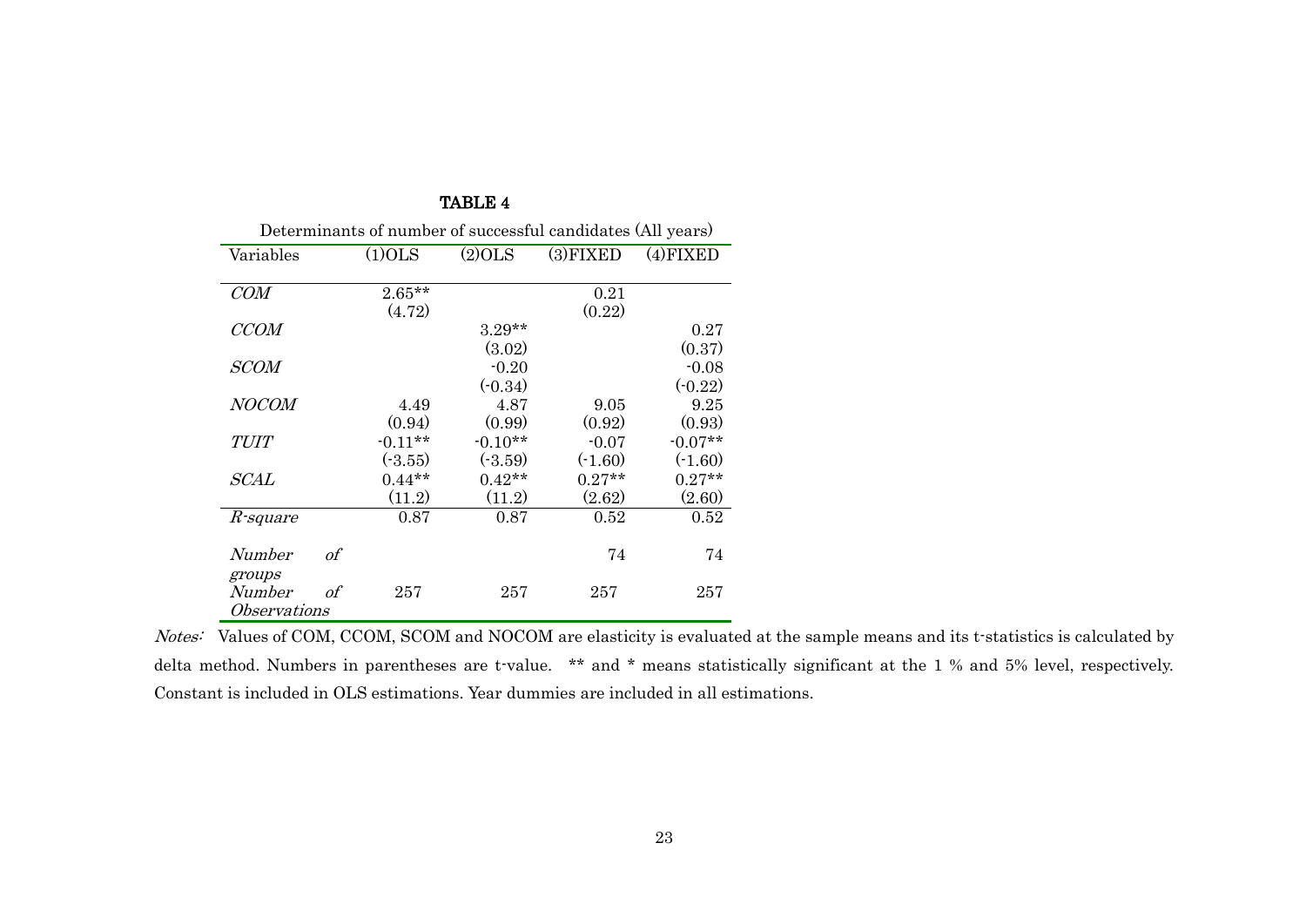**TABLE 4**

Determinants of number of successful candidates (All years)

| Variables | (1)OLS | (2)OLS | (3)FIXED | (4)FIXED |
|---|---|---|---|---|
| *COM* | 2.65** | | 0.21 | |
| | (4.72) | | (0.22) | |
| *CCOM* | | 3.29** | | 0.27 |
| | | (3.02) | | (0.37) |
| *SCOM* | | -0.20 | | -0.08 |
| | | (-0.34) | | (-0.22) |
| *NOCOM* | 4.49 | 4.87 | 9.05 | 9.25 |
| | (0.94) | (0.99) | (0.92) | (0.93) |
| *TUIT* | -0.11** | -0.10** | -0.07 | -0.07** |
| | (-3.55) | (-3.59) | (-1.60) | (-1.60) |
| *SCAL* | 0.44** | 0.42** | 0.27** | 0.27** |
| | (11.2) | (11.2) | (2.62) | (2.60) |
| *R-square* | 0.87 | 0.87 | 0.52 | 0.52 |
| *Number of groups* | | | 74 | 74 |
| *Number of Observations* | 257 | 257 | 257 | 257 |

*Notes:* Values of COM, CCOM, SCOM and NOCOM are elasticity is evaluated at the sample means and its t-statistics is calculated by delta method. Numbers in parentheses are t-value. ** and * means statistically significant at the 1 % and 5% level, respectively. Constant is included in OLS estimations. Year dummies are included in all estimations.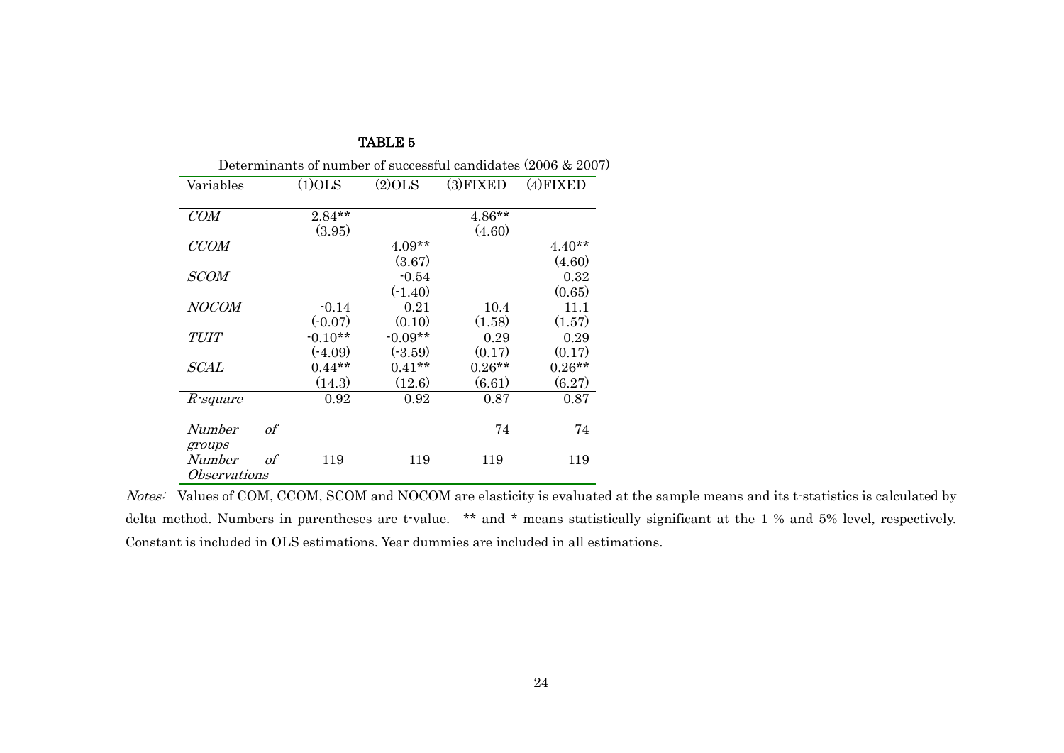# TABLE 5

Determinants of number of successful candidates (2006 & 2007)

| Variables | (1)OLS | (2)OLS | (3)FIXED | (4)FIXED |
|---|---|---|---|---|
| *COM* | 2.84** | | 4.86** | |
| | (3.95) | | (4.60) | |
| *CCOM* | | 4.09** | | 4.40** |
| | | (3.67) | | (4.60) |
| *SCOM* | | -0.54 | | 0.32 |
| | | (-1.40) | | (0.65) |
| *NOCOM* | -0.14 | 0.21 | 10.4 | 11.1 |
| | (-0.07) | (0.10) | (1.58) | (1.57) |
| *TUIT* | -0.10** | -0.09** | 0.29 | 0.29 |
| | (-4.09) | (-3.59) | (0.17) | (0.17) |
| *SCAL* | 0.44** | 0.41** | 0.26** | 0.26** |
| | (14.3) | (12.6) | (6.61) | (6.27) |
| *R-square* | 0.92 | 0.92 | 0.87 | 0.87 |
| *Number of groups* | | | 74 | 74 |
| *Number of Observations* | 119 | 119 | 119 | 119 |

*Notes:* Values of COM, CCOM, SCOM and NOCOM are elasticity is evaluated at the sample means and its t-statistics is calculated by delta method. Numbers in parentheses are t-value. ** and * means statistically significant at the 1 % and 5% level, respectively. Constant is included in OLS estimations. Year dummies are included in all estimations.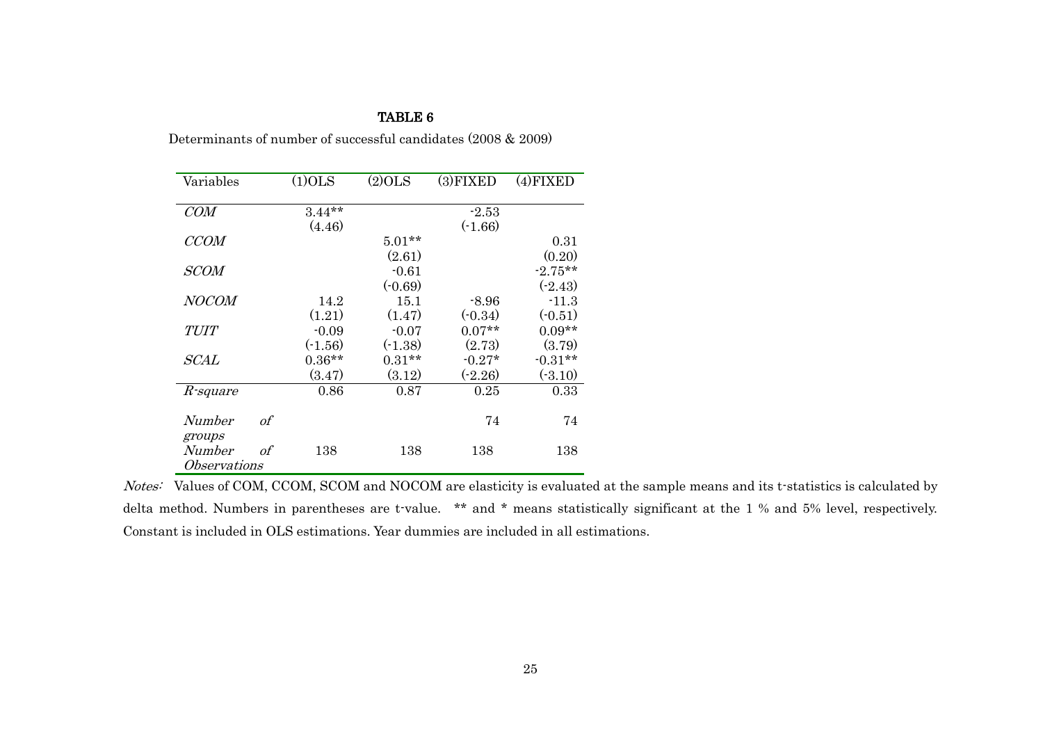**TABLE 6**

Determinants of number of successful candidates (2008 & 2009)

| Variables | (1)OLS | (2)OLS | (3)FIXED | (4)FIXED |
|---|---|---|---|---|
| *COM* | 3.44** | | -2.53 | |
| | (4.46) | | (-1.66) | |
| *CCOM* | | 5.01** | | 0.31 |
| | | (2.61) | | (0.20) |
| *SCOM* | | -0.61 | | -2.75** |
| | | (-0.69) | | (-2.43) |
| *NOCOM* | 14.2 | 15.1 | -8.96 | -11.3 |
| | (1.21) | (1.47) | (-0.34) | (-0.51) |
| *TUIT* | -0.09 | -0.07 | 0.07** | 0.09** |
| | (-1.56) | (-1.38) | (2.73) | (3.79) |
| *SCAL* | 0.36** | 0.31** | -0.27* | -0.31** |
| | (3.47) | (3.12) | (-2.26) | (-3.10) |
| *R-square* | 0.86 | 0.87 | 0.25 | 0.33 |
| *Number of groups* | | | 74 | 74 |
| *Number of Observations* | 138 | 138 | 138 | 138 |

*Notes:* Values of COM, CCOM, SCOM and NOCOM are elasticity is evaluated at the sample means and its t-statistics is calculated by delta method. Numbers in parentheses are t-value. ** and * means statistically significant at the 1 % and 5% level, respectively. Constant is included in OLS estimations. Year dummies are included in all estimations.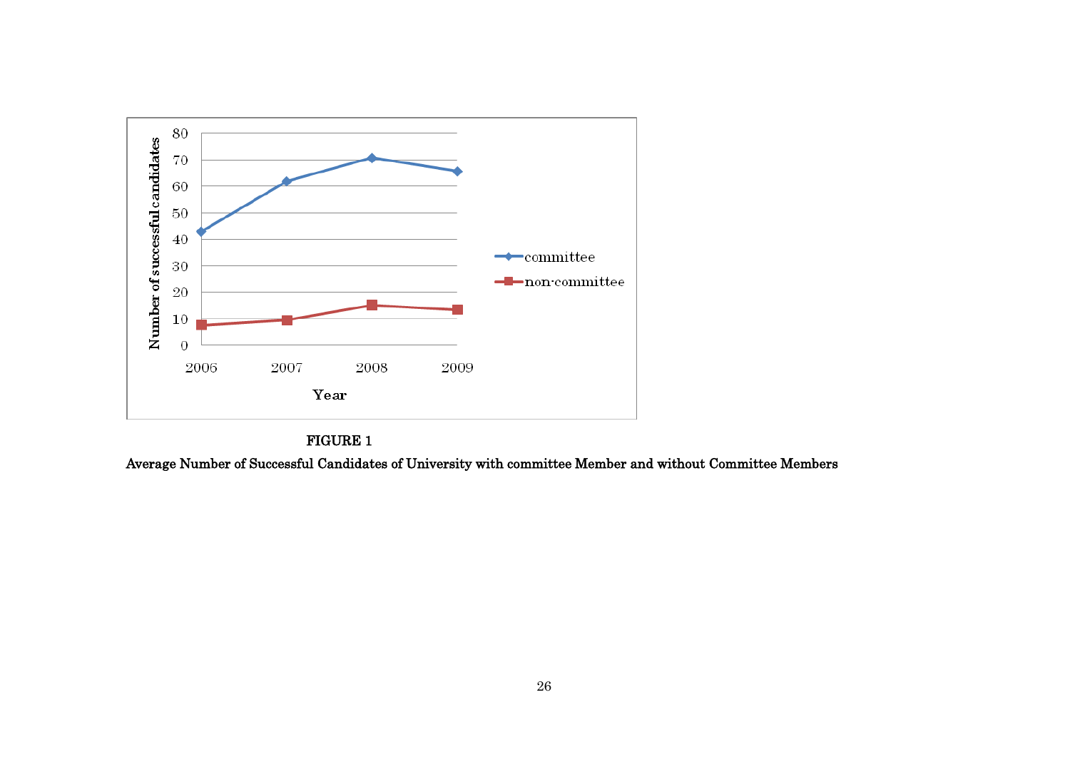80
70
60
50
40
30
20
10
0

Number of successful candidates

2006
2007
2008
2009

Year

committee
non-committee

**FIGURE 1**

**Average Number of Successful Candidates of University with committee Member and without Committee Members**